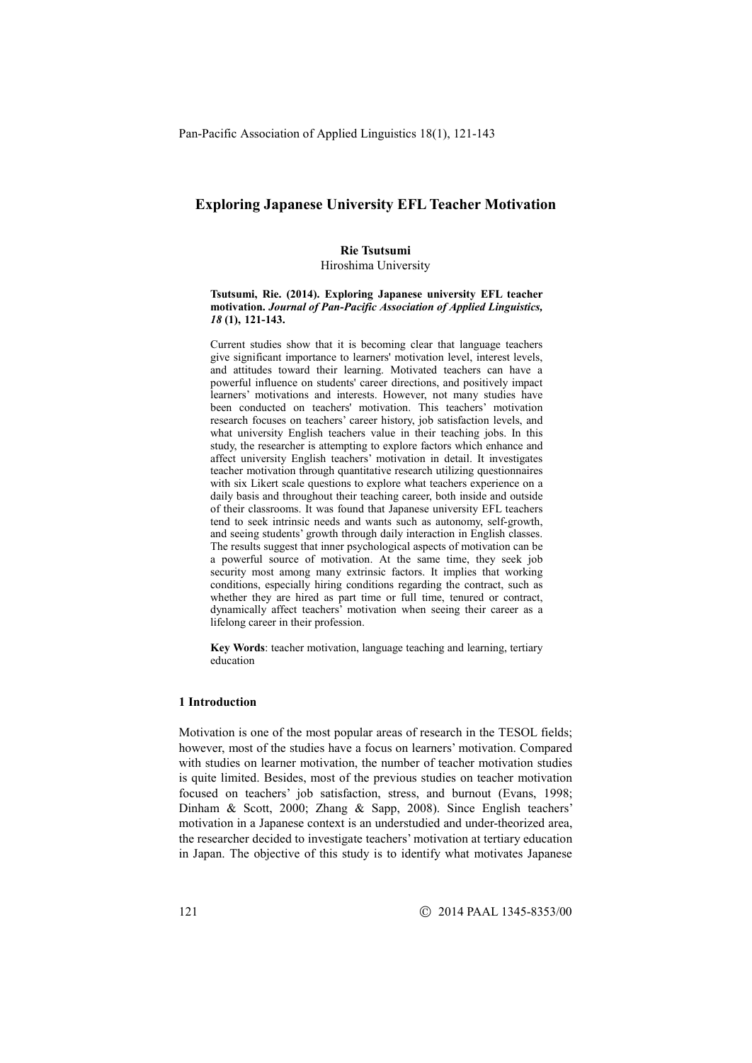# Exploring Japanese University EFL Teacher Motivation

**Rie Tsutsumi**
Hiroshima University

**Tsutsumi, Rie. (2014). Exploring Japanese university EFL teacher motivation.** ***Journal of Pan-Pacific Association of Applied Linguistics, 18*** **(1), 121-143.**

Current studies show that it is becoming clear that language teachers give significant importance to learners' motivation level, interest levels, and attitudes toward their learning. Motivated teachers can have a powerful influence on students' career directions, and positively impact learners' motivations and interests. However, not many studies have been conducted on teachers' motivation. This teachers' motivation research focuses on teachers' career history, job satisfaction levels, and what university English teachers value in their teaching jobs. In this study, the researcher is attempting to explore factors which enhance and affect university English teachers' motivation in detail. It investigates teacher motivation through quantitative research utilizing questionnaires with six Likert scale questions to explore what teachers experience on a daily basis and throughout their teaching career, both inside and outside of their classrooms. It was found that Japanese university EFL teachers tend to seek intrinsic needs and wants such as autonomy, self-growth, and seeing students' growth through daily interaction in English classes. The results suggest that inner psychological aspects of motivation can be a powerful source of motivation. At the same time, they seek job security most among many extrinsic factors. It implies that working conditions, especially hiring conditions regarding the contract, such as whether they are hired as part time or full time, tenured or contract, dynamically affect teachers' motivation when seeing their career as a lifelong career in their profession.

**Key Words**: teacher motivation, language teaching and learning, tertiary education

## 1 Introduction

Motivation is one of the most popular areas of research in the TESOL fields; however, most of the studies have a focus on learners' motivation. Compared with studies on learner motivation, the number of teacher motivation studies is quite limited. Besides, most of the previous studies on teacher motivation focused on teachers' job satisfaction, stress, and burnout (Evans, 1998; Dinham & Scott, 2000; Zhang & Sapp, 2008). Since English teachers' motivation in a Japanese context is an understudied and under-theorized area, the researcher decided to investigate teachers' motivation at tertiary education in Japan. The objective of this study is to identify what motivates Japanese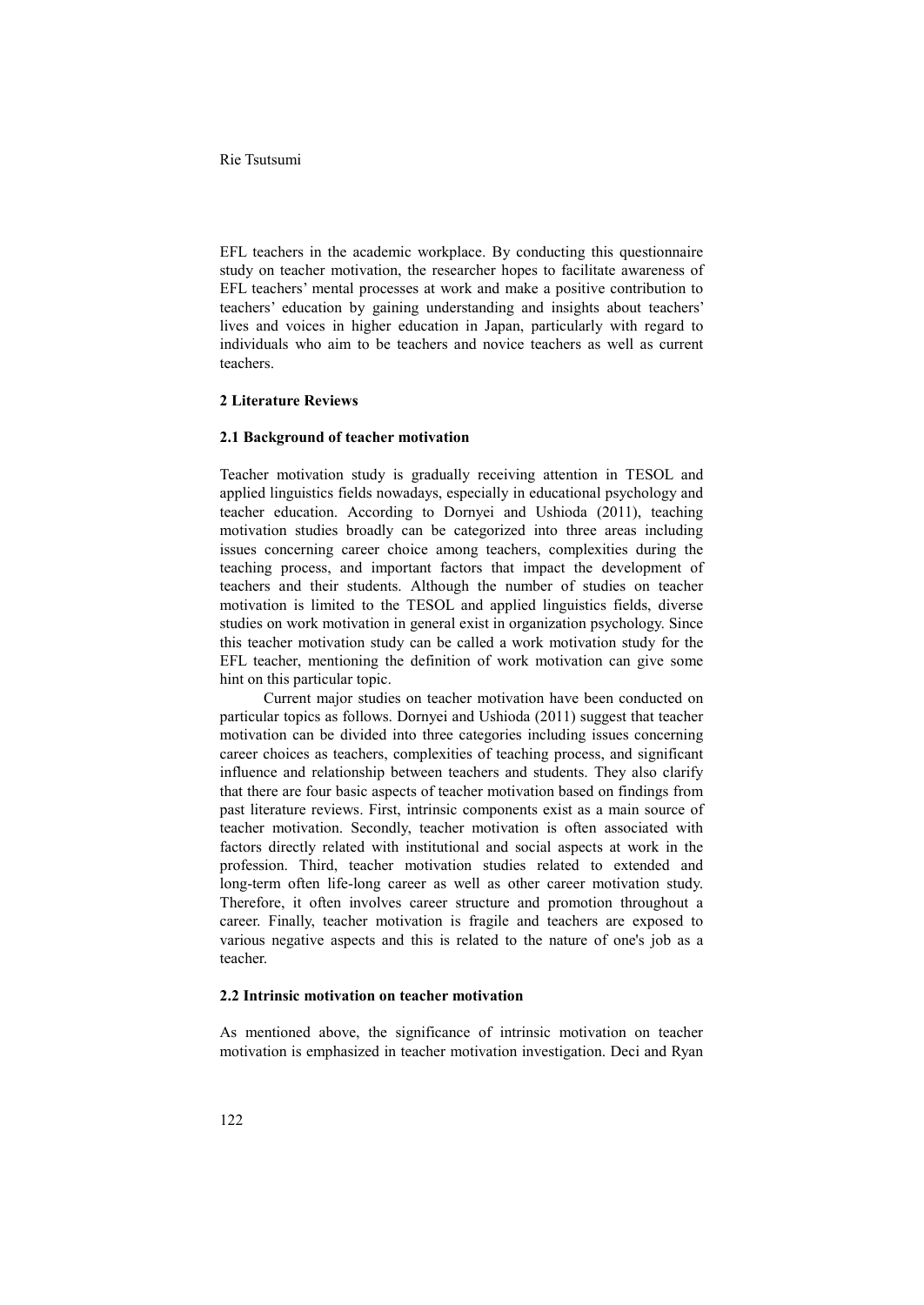EFL teachers in the academic workplace. By conducting this questionnaire study on teacher motivation, the researcher hopes to facilitate awareness of EFL teachers' mental processes at work and make a positive contribution to teachers' education by gaining understanding and insights about teachers' lives and voices in higher education in Japan, particularly with regard to individuals who aim to be teachers and novice teachers as well as current teachers.

## 2 Literature Reviews

### 2.1 Background of teacher motivation

Teacher motivation study is gradually receiving attention in TESOL and applied linguistics fields nowadays, especially in educational psychology and teacher education. According to Dornyei and Ushioda (2011), teaching motivation studies broadly can be categorized into three areas including issues concerning career choice among teachers, complexities during the teaching process, and important factors that impact the development of teachers and their students. Although the number of studies on teacher motivation is limited to the TESOL and applied linguistics fields, diverse studies on work motivation in general exist in organization psychology. Since this teacher motivation study can be called a work motivation study for the EFL teacher, mentioning the definition of work motivation can give some hint on this particular topic.

Current major studies on teacher motivation have been conducted on particular topics as follows. Dornyei and Ushioda (2011) suggest that teacher motivation can be divided into three categories including issues concerning career choices as teachers, complexities of teaching process, and significant influence and relationship between teachers and students. They also clarify that there are four basic aspects of teacher motivation based on findings from past literature reviews. First, intrinsic components exist as a main source of teacher motivation. Secondly, teacher motivation is often associated with factors directly related with institutional and social aspects at work in the profession. Third, teacher motivation studies related to extended and long-term often life-long career as well as other career motivation study. Therefore, it often involves career structure and promotion throughout a career. Finally, teacher motivation is fragile and teachers are exposed to various negative aspects and this is related to the nature of one's job as a teacher.

### 2.2 Intrinsic motivation on teacher motivation

As mentioned above, the significance of intrinsic motivation on teacher motivation is emphasized in teacher motivation investigation. Deci and Ryan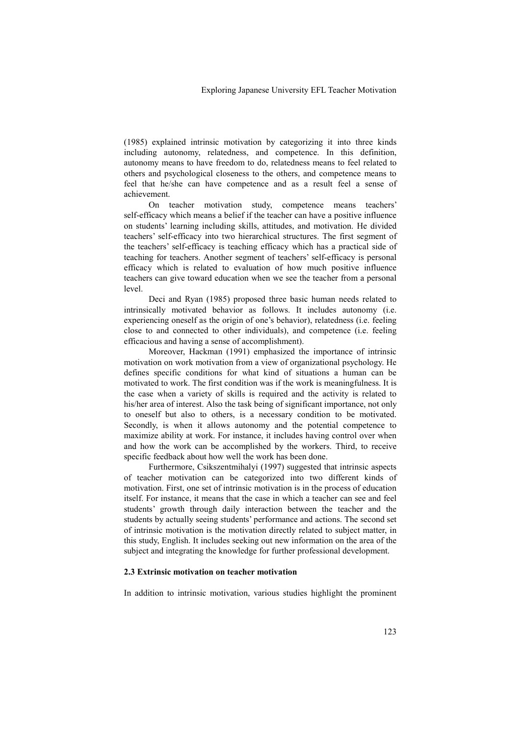(1985) explained intrinsic motivation by categorizing it into three kinds including autonomy, relatedness, and competence. In this definition, autonomy means to have freedom to do, relatedness means to feel related to others and psychological closeness to the others, and competence means to feel that he/she can have competence and as a result feel a sense of achievement.

On teacher motivation study, competence means teachers' self-efficacy which means a belief if the teacher can have a positive influence on students' learning including skills, attitudes, and motivation. He divided teachers' self-efficacy into two hierarchical structures. The first segment of the teachers' self-efficacy is teaching efficacy which has a practical side of teaching for teachers. Another segment of teachers' self-efficacy is personal efficacy which is related to evaluation of how much positive influence teachers can give toward education when we see the teacher from a personal level.

Deci and Ryan (1985) proposed three basic human needs related to intrinsically motivated behavior as follows. It includes autonomy (i.e. experiencing oneself as the origin of one's behavior), relatedness (i.e. feeling close to and connected to other individuals), and competence (i.e. feeling efficacious and having a sense of accomplishment).

Moreover, Hackman (1991) emphasized the importance of intrinsic motivation on work motivation from a view of organizational psychology. He defines specific conditions for what kind of situations a human can be motivated to work. The first condition was if the work is meaningfulness. It is the case when a variety of skills is required and the activity is related to his/her area of interest. Also the task being of significant importance, not only to oneself but also to others, is a necessary condition to be motivated. Secondly, is when it allows autonomy and the potential competence to maximize ability at work. For instance, it includes having control over when and how the work can be accomplished by the workers. Third, to receive specific feedback about how well the work has been done.

Furthermore, Csikszentmihalyi (1997) suggested that intrinsic aspects of teacher motivation can be categorized into two different kinds of motivation. First, one set of intrinsic motivation is in the process of education itself. For instance, it means that the case in which a teacher can see and feel students' growth through daily interaction between the teacher and the students by actually seeing students' performance and actions. The second set of intrinsic motivation is the motivation directly related to subject matter, in this study, English. It includes seeking out new information on the area of the subject and integrating the knowledge for further professional development.

### 2.3 Extrinsic motivation on teacher motivation

In addition to intrinsic motivation, various studies highlight the prominent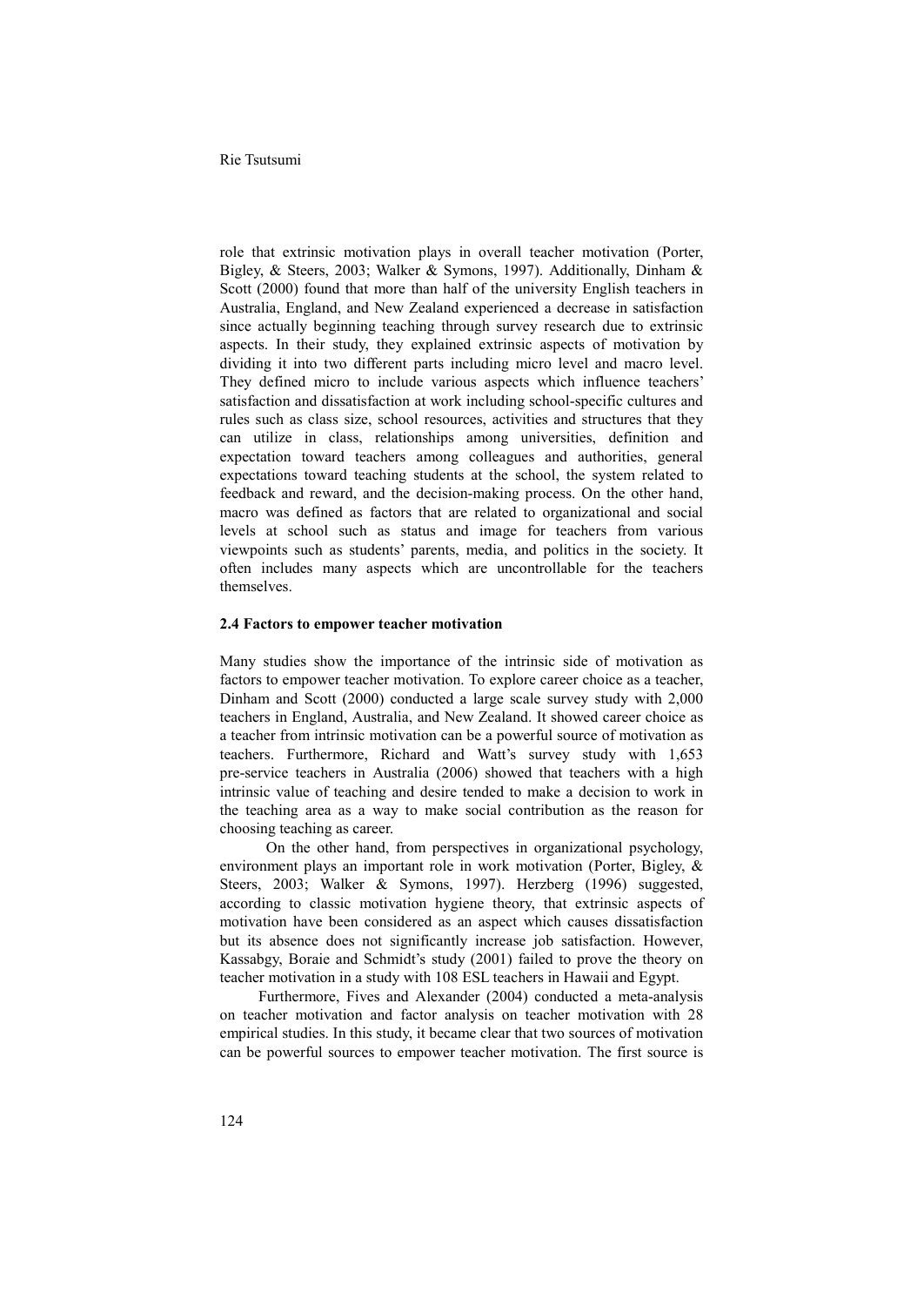role that extrinsic motivation plays in overall teacher motivation (Porter, Bigley, & Steers, 2003; Walker & Symons, 1997). Additionally, Dinham & Scott (2000) found that more than half of the university English teachers in Australia, England, and New Zealand experienced a decrease in satisfaction since actually beginning teaching through survey research due to extrinsic aspects. In their study, they explained extrinsic aspects of motivation by dividing it into two different parts including micro level and macro level. They defined micro to include various aspects which influence teachers' satisfaction and dissatisfaction at work including school-specific cultures and rules such as class size, school resources, activities and structures that they can utilize in class, relationships among universities, definition and expectation toward teachers among colleagues and authorities, general expectations toward teaching students at the school, the system related to feedback and reward, and the decision-making process. On the other hand, macro was defined as factors that are related to organizational and social levels at school such as status and image for teachers from various viewpoints such as students' parents, media, and politics in the society. It often includes many aspects which are uncontrollable for the teachers themselves.

### 2.4 Factors to empower teacher motivation

Many studies show the importance of the intrinsic side of motivation as factors to empower teacher motivation. To explore career choice as a teacher, Dinham and Scott (2000) conducted a large scale survey study with 2,000 teachers in England, Australia, and New Zealand. It showed career choice as a teacher from intrinsic motivation can be a powerful source of motivation as teachers. Furthermore, Richard and Watt's survey study with 1,653 pre-service teachers in Australia (2006) showed that teachers with a high intrinsic value of teaching and desire tended to make a decision to work in the teaching area as a way to make social contribution as the reason for choosing teaching as career.

On the other hand, from perspectives in organizational psychology, environment plays an important role in work motivation (Porter, Bigley, & Steers, 2003; Walker & Symons, 1997). Herzberg (1996) suggested, according to classic motivation hygiene theory, that extrinsic aspects of motivation have been considered as an aspect which causes dissatisfaction but its absence does not significantly increase job satisfaction. However, Kassabgy, Boraie and Schmidt's study (2001) failed to prove the theory on teacher motivation in a study with 108 ESL teachers in Hawaii and Egypt.

Furthermore, Fives and Alexander (2004) conducted a meta-analysis on teacher motivation and factor analysis on teacher motivation with 28 empirical studies. In this study, it became clear that two sources of motivation can be powerful sources to empower teacher motivation. The first source is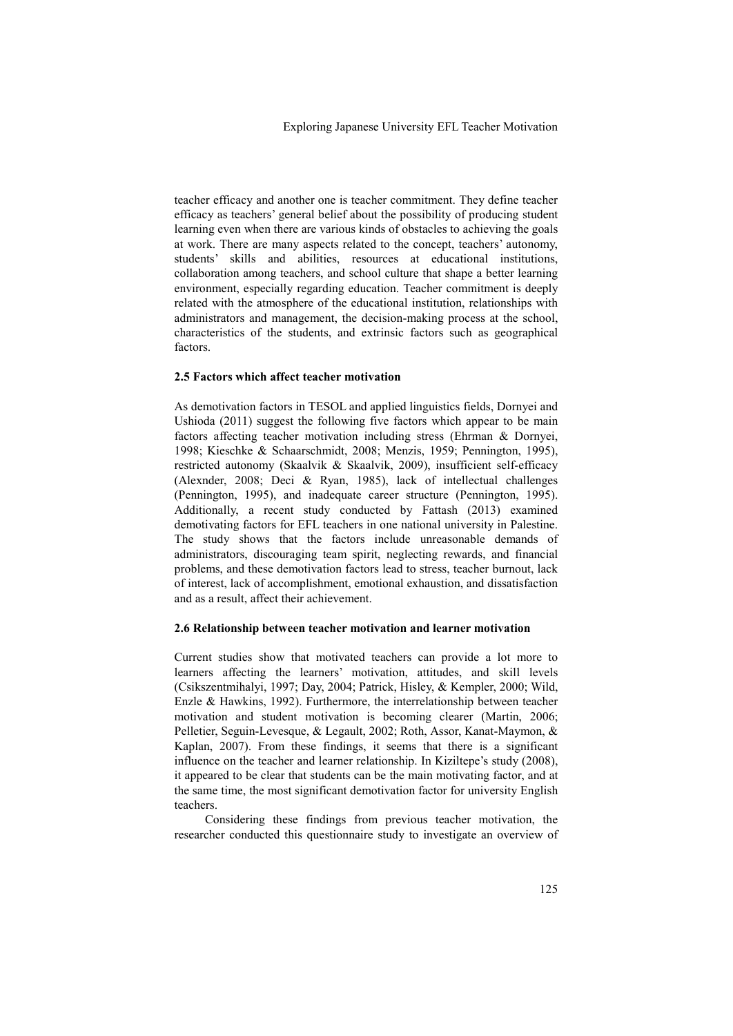teacher efficacy and another one is teacher commitment. They define teacher efficacy as teachers' general belief about the possibility of producing student learning even when there are various kinds of obstacles to achieving the goals at work. There are many aspects related to the concept, teachers' autonomy, students' skills and abilities, resources at educational institutions, collaboration among teachers, and school culture that shape a better learning environment, especially regarding education. Teacher commitment is deeply related with the atmosphere of the educational institution, relationships with administrators and management, the decision-making process at the school, characteristics of the students, and extrinsic factors such as geographical factors.

### 2.5 Factors which affect teacher motivation

As demotivation factors in TESOL and applied linguistics fields, Dornyei and Ushioda (2011) suggest the following five factors which appear to be main factors affecting teacher motivation including stress (Ehrman & Dornyei, 1998; Kieschke & Schaarschmidt, 2008; Menzis, 1959; Pennington, 1995), restricted autonomy (Skaalvik & Skaalvik, 2009), insufficient self-efficacy (Alexnder, 2008; Deci & Ryan, 1985), lack of intellectual challenges (Pennington, 1995), and inadequate career structure (Pennington, 1995). Additionally, a recent study conducted by Fattash (2013) examined demotivating factors for EFL teachers in one national university in Palestine. The study shows that the factors include unreasonable demands of administrators, discouraging team spirit, neglecting rewards, and financial problems, and these demotivation factors lead to stress, teacher burnout, lack of interest, lack of accomplishment, emotional exhaustion, and dissatisfaction and as a result, affect their achievement.

### 2.6 Relationship between teacher motivation and learner motivation

Current studies show that motivated teachers can provide a lot more to learners affecting the learners' motivation, attitudes, and skill levels (Csikszentmihalyi, 1997; Day, 2004; Patrick, Hisley, & Kempler, 2000; Wild, Enzle & Hawkins, 1992). Furthermore, the interrelationship between teacher motivation and student motivation is becoming clearer (Martin, 2006; Pelletier, Seguin-Levesque, & Legault, 2002; Roth, Assor, Kanat-Maymon, & Kaplan, 2007). From these findings, it seems that there is a significant influence on the teacher and learner relationship. In Kiziltepe's study (2008), it appeared to be clear that students can be the main motivating factor, and at the same time, the most significant demotivation factor for university English teachers.

Considering these findings from previous teacher motivation, the researcher conducted this questionnaire study to investigate an overview of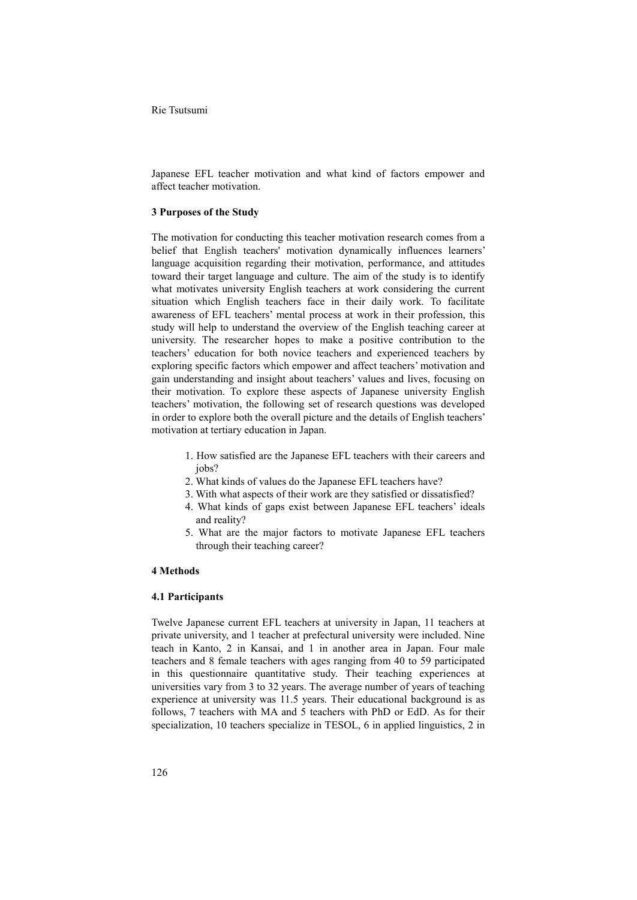Japanese EFL teacher motivation and what kind of factors empower and affect teacher motivation.

## 3 Purposes of the Study

The motivation for conducting this teacher motivation research comes from a belief that English teachers' motivation dynamically influences learners' language acquisition regarding their motivation, performance, and attitudes toward their target language and culture. The aim of the study is to identify what motivates university English teachers at work considering the current situation which English teachers face in their daily work. To facilitate awareness of EFL teachers' mental process at work in their profession, this study will help to understand the overview of the English teaching career at university. The researcher hopes to make a positive contribution to the teachers' education for both novice teachers and experienced teachers by exploring specific factors which empower and affect teachers' motivation and gain understanding and insight about teachers' values and lives, focusing on their motivation. To explore these aspects of Japanese university English teachers' motivation, the following set of research questions was developed in order to explore both the overall picture and the details of English teachers' motivation at tertiary education in Japan.

1. How satisfied are the Japanese EFL teachers with their careers and jobs?
2. What kinds of values do the Japanese EFL teachers have?
3. With what aspects of their work are they satisfied or dissatisfied?
4. What kinds of gaps exist between Japanese EFL teachers' ideals and reality?
5. What are the major factors to motivate Japanese EFL teachers through their teaching career?

## 4 Methods

### 4.1 Participants

Twelve Japanese current EFL teachers at university in Japan, 11 teachers at private university, and 1 teacher at prefectural university were included. Nine teach in Kanto, 2 in Kansai, and 1 in another area in Japan. Four male teachers and 8 female teachers with ages ranging from 40 to 59 participated in this questionnaire quantitative study. Their teaching experiences at universities vary from 3 to 32 years. The average number of years of teaching experience at university was 11.5 years. Their educational background is as follows, 7 teachers with MA and 5 teachers with PhD or EdD. As for their specialization, 10 teachers specialize in TESOL, 6 in applied linguistics, 2 in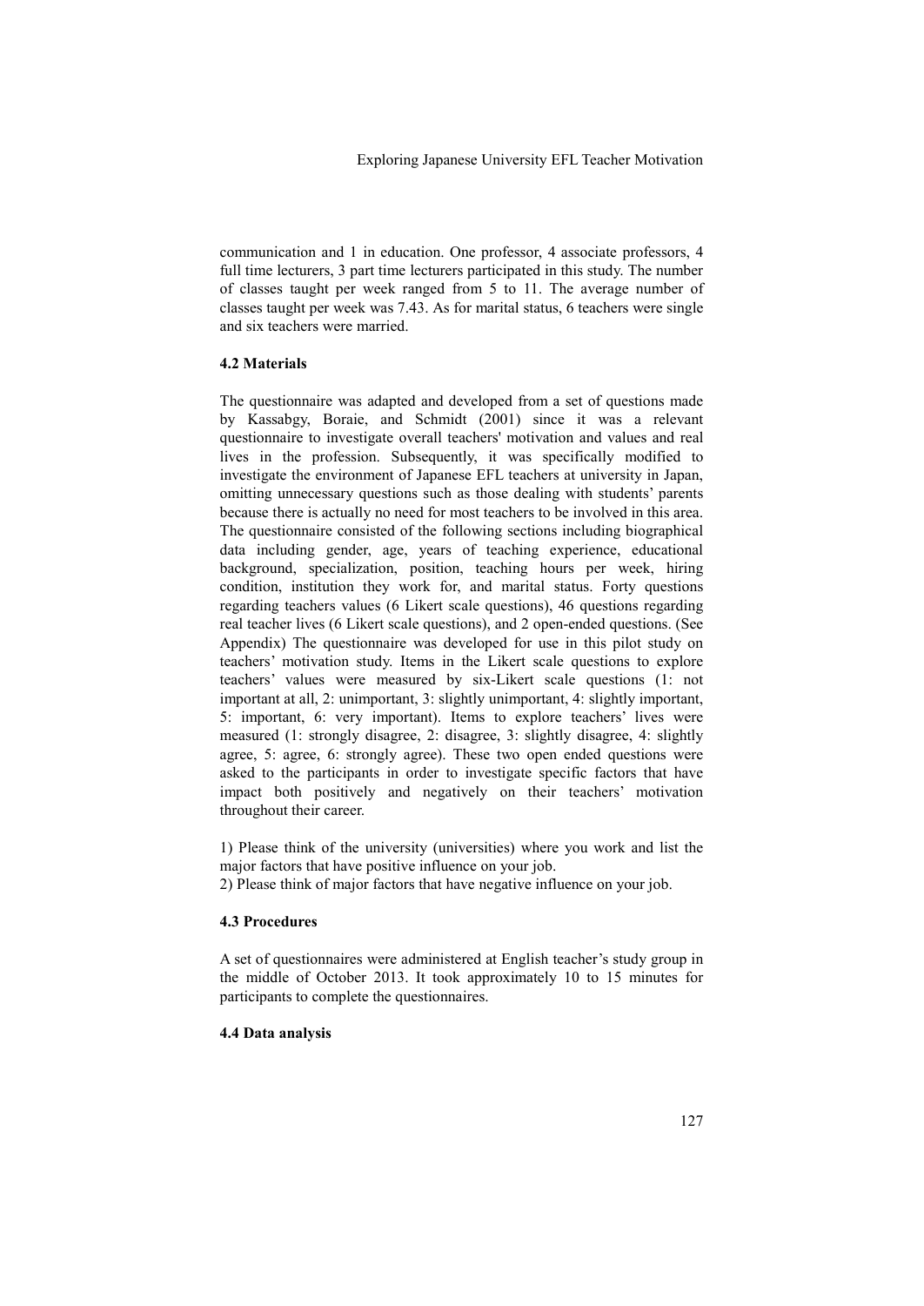communication and 1 in education. One professor, 4 associate professors, 4 full time lecturers, 3 part time lecturers participated in this study. The number of classes taught per week ranged from 5 to 11. The average number of classes taught per week was 7.43. As for marital status, 6 teachers were single and six teachers were married.

### 4.2 Materials

The questionnaire was adapted and developed from a set of questions made by Kassabgy, Boraie, and Schmidt (2001) since it was a relevant questionnaire to investigate overall teachers' motivation and values and real lives in the profession. Subsequently, it was specifically modified to investigate the environment of Japanese EFL teachers at university in Japan, omitting unnecessary questions such as those dealing with students' parents because there is actually no need for most teachers to be involved in this area. The questionnaire consisted of the following sections including biographical data including gender, age, years of teaching experience, educational background, specialization, position, teaching hours per week, hiring condition, institution they work for, and marital status. Forty questions regarding teachers values (6 Likert scale questions), 46 questions regarding real teacher lives (6 Likert scale questions), and 2 open-ended questions. (See Appendix) The questionnaire was developed for use in this pilot study on teachers' motivation study. Items in the Likert scale questions to explore teachers' values were measured by six-Likert scale questions (1: not important at all, 2: unimportant, 3: slightly unimportant, 4: slightly important, 5: important, 6: very important). Items to explore teachers' lives were measured (1: strongly disagree, 2: disagree, 3: slightly disagree, 4: slightly agree, 5: agree, 6: strongly agree). These two open ended questions were asked to the participants in order to investigate specific factors that have impact both positively and negatively on their teachers' motivation throughout their career.

1) Please think of the university (universities) where you work and list the major factors that have positive influence on your job.
2) Please think of major factors that have negative influence on your job.

### 4.3 Procedures

A set of questionnaires were administered at English teacher's study group in the middle of October 2013. It took approximately 10 to 15 minutes for participants to complete the questionnaires.

### 4.4 Data analysis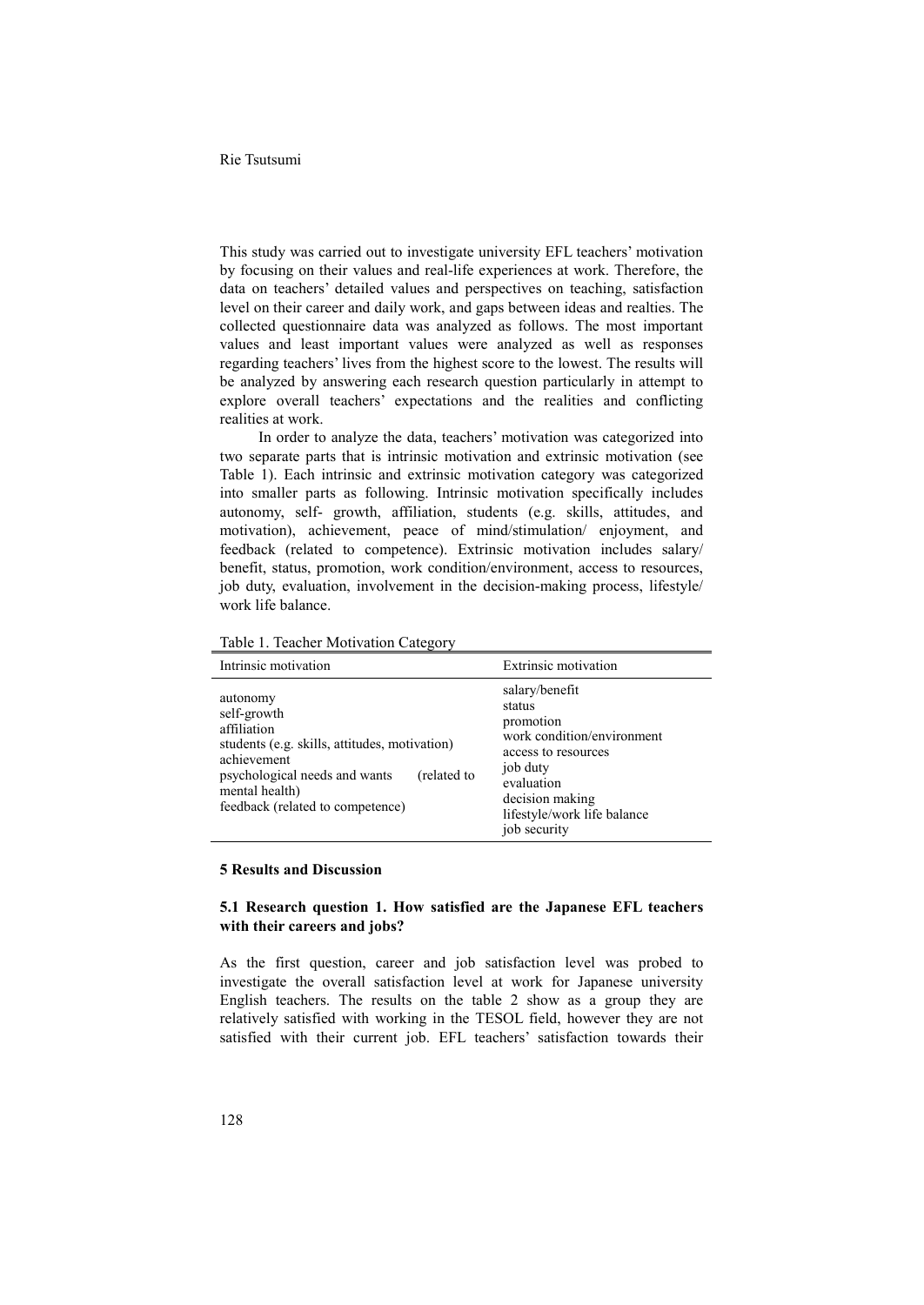This study was carried out to investigate university EFL teachers' motivation by focusing on their values and real-life experiences at work. Therefore, the data on teachers' detailed values and perspectives on teaching, satisfaction level on their career and daily work, and gaps between ideas and realties. The collected questionnaire data was analyzed as follows. The most important values and least important values were analyzed as well as responses regarding teachers' lives from the highest score to the lowest. The results will be analyzed by answering each research question particularly in attempt to explore overall teachers' expectations and the realities and conflicting realities at work.

In order to analyze the data, teachers' motivation was categorized into two separate parts that is intrinsic motivation and extrinsic motivation (see Table 1). Each intrinsic and extrinsic motivation category was categorized into smaller parts as following. Intrinsic motivation specifically includes autonomy, self- growth, affiliation, students (e.g. skills, attitudes, and motivation), achievement, peace of mind/stimulation/ enjoyment, and feedback (related to competence). Extrinsic motivation includes salary/ benefit, status, promotion, work condition/environment, access to resources, job duty, evaluation, involvement in the decision-making process, lifestyle/ work life balance.

Table 1. Teacher Motivation Category

| Intrinsic motivation | Extrinsic motivation |
|---|---|
| autonomy<br>self-growth<br>affiliation<br>students (e.g. skills, attitudes, motivation)<br>achievement<br>psychological needs and wants (related to mental health)<br>feedback (related to competence) | salary/benefit<br>status<br>promotion<br>work condition/environment<br>access to resources<br>job duty<br>evaluation<br>decision making<br>lifestyle/work life balance<br>job security |

### 5 Results and Discussion

### 5.1 Research question 1. How satisfied are the Japanese EFL teachers with their careers and jobs?

As the first question, career and job satisfaction level was probed to investigate the overall satisfaction level at work for Japanese university English teachers. The results on the table 2 show as a group they are relatively satisfied with working in the TESOL field, however they are not satisfied with their current job. EFL teachers' satisfaction towards their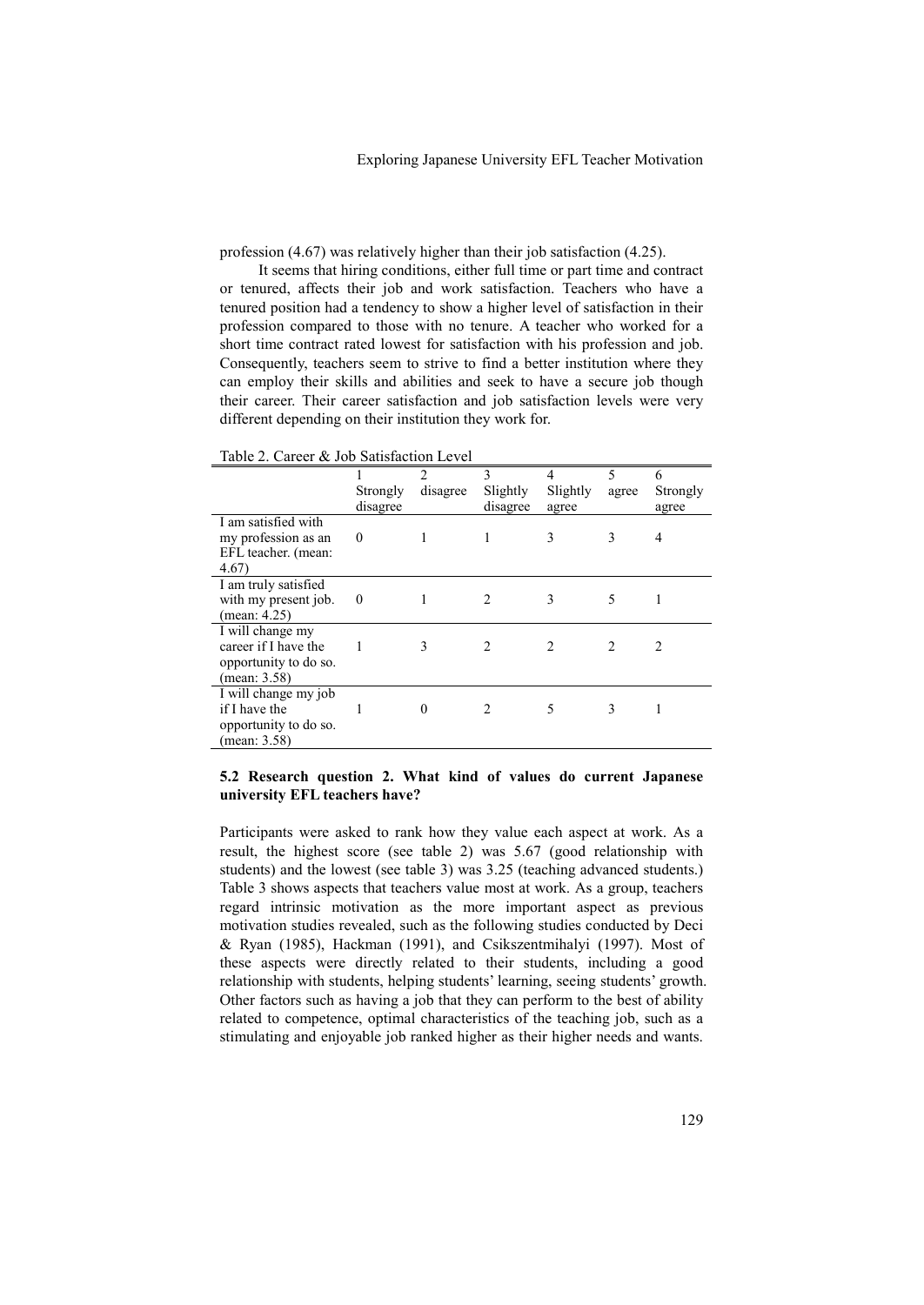profession (4.67) was relatively higher than their job satisfaction (4.25).

It seems that hiring conditions, either full time or part time and contract or tenured, affects their job and work satisfaction. Teachers who have a tenured position had a tendency to show a higher level of satisfaction in their profession compared to those with no tenure. A teacher who worked for a short time contract rated lowest for satisfaction with his profession and job. Consequently, teachers seem to strive to find a better institution where they can employ their skills and abilities and seek to have a secure job though their career. Their career satisfaction and job satisfaction levels were very different depending on their institution they work for.

Table 2. Career & Job Satisfaction Level

| | 1 Strongly disagree | 2 disagree | 3 Slightly disagree | 4 Slightly agree | 5 agree | 6 Strongly agree |
|---|---|---|---|---|---|---|
| I am satisfied with my profession as an EFL teacher. (mean: 4.67) | 0 | 1 | 1 | 3 | 3 | 4 |
| I am truly satisfied with my present job. (mean: 4.25) | 0 | 1 | 2 | 3 | 5 | 1 |
| I will change my career if I have the opportunity to do so. (mean: 3.58) | 1 | 3 | 2 | 2 | 2 | 2 |
| I will change my job if I have the opportunity to do so. (mean: 3.58) | 1 | 0 | 2 | 5 | 3 | 1 |

### 5.2 Research question 2. What kind of values do current Japanese university EFL teachers have?

Participants were asked to rank how they value each aspect at work. As a result, the highest score (see table 2) was 5.67 (good relationship with students) and the lowest (see table 3) was 3.25 (teaching advanced students.) Table 3 shows aspects that teachers value most at work. As a group, teachers regard intrinsic motivation as the more important aspect as previous motivation studies revealed, such as the following studies conducted by Deci & Ryan (1985), Hackman (1991), and Csikszentmihalyi (1997). Most of these aspects were directly related to their students, including a good relationship with students, helping students' learning, seeing students' growth. Other factors such as having a job that they can perform to the best of ability related to competence, optimal characteristics of the teaching job, such as a stimulating and enjoyable job ranked higher as their higher needs and wants.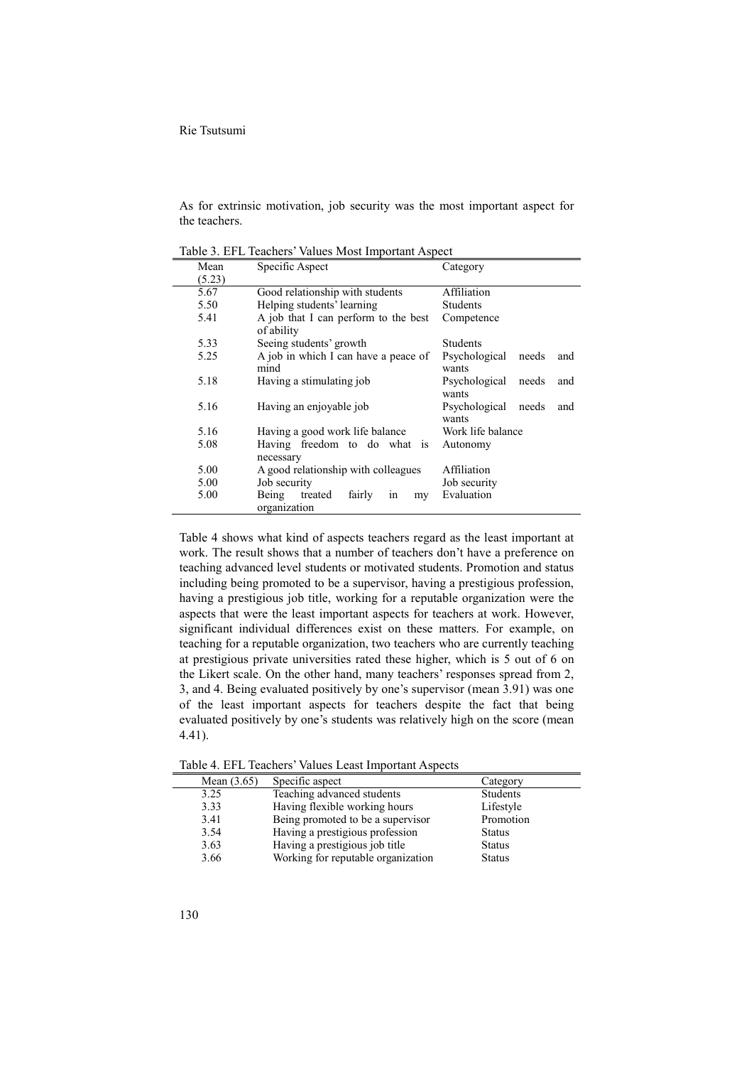As for extrinsic motivation, job security was the most important aspect for the teachers.

Table 3. EFL Teachers' Values Most Important Aspect

| Mean (5.23) | Specific Aspect | Category |
|---|---|---|
| 5.67 | Good relationship with students | Affiliation |
| 5.50 | Helping students' learning | Students |
| 5.41 | A job that I can perform to the best of ability | Competence |
| 5.33 | Seeing students' growth | Students |
| 5.25 | A job in which I can have a peace of mind | Psychological needs and wants |
| 5.18 | Having a stimulating job | Psychological needs and wants |
| 5.16 | Having an enjoyable job | Psychological needs and wants |
| 5.16 | Having a good work life balance | Work life balance |
| 5.08 | Having freedom to do what is necessary | Autonomy |
| 5.00 | A good relationship with colleagues | Affiliation |
| 5.00 | Job security | Job security |
| 5.00 | Being treated fairly in my organization | Evaluation |

Table 4 shows what kind of aspects teachers regard as the least important at work. The result shows that a number of teachers don't have a preference on teaching advanced level students or motivated students. Promotion and status including being promoted to be a supervisor, having a prestigious profession, having a prestigious job title, working for a reputable organization were the aspects that were the least important aspects for teachers at work. However, significant individual differences exist on these matters. For example, on teaching for a reputable organization, two teachers who are currently teaching at prestigious private universities rated these higher, which is 5 out of 6 on the Likert scale. On the other hand, many teachers' responses spread from 2, 3, and 4. Being evaluated positively by one's supervisor (mean 3.91) was one of the least important aspects for teachers despite the fact that being evaluated positively by one's students was relatively high on the score (mean 4.41).

Table 4. EFL Teachers' Values Least Important Aspects

| Mean (3.65) | Specific aspect | Category |
|---|---|---|
| 3.25 | Teaching advanced students | Students |
| 3.33 | Having flexible working hours | Lifestyle |
| 3.41 | Being promoted to be a supervisor | Promotion |
| 3.54 | Having a prestigious profession | Status |
| 3.63 | Having a prestigious job title | Status |
| 3.66 | Working for reputable organization | Status |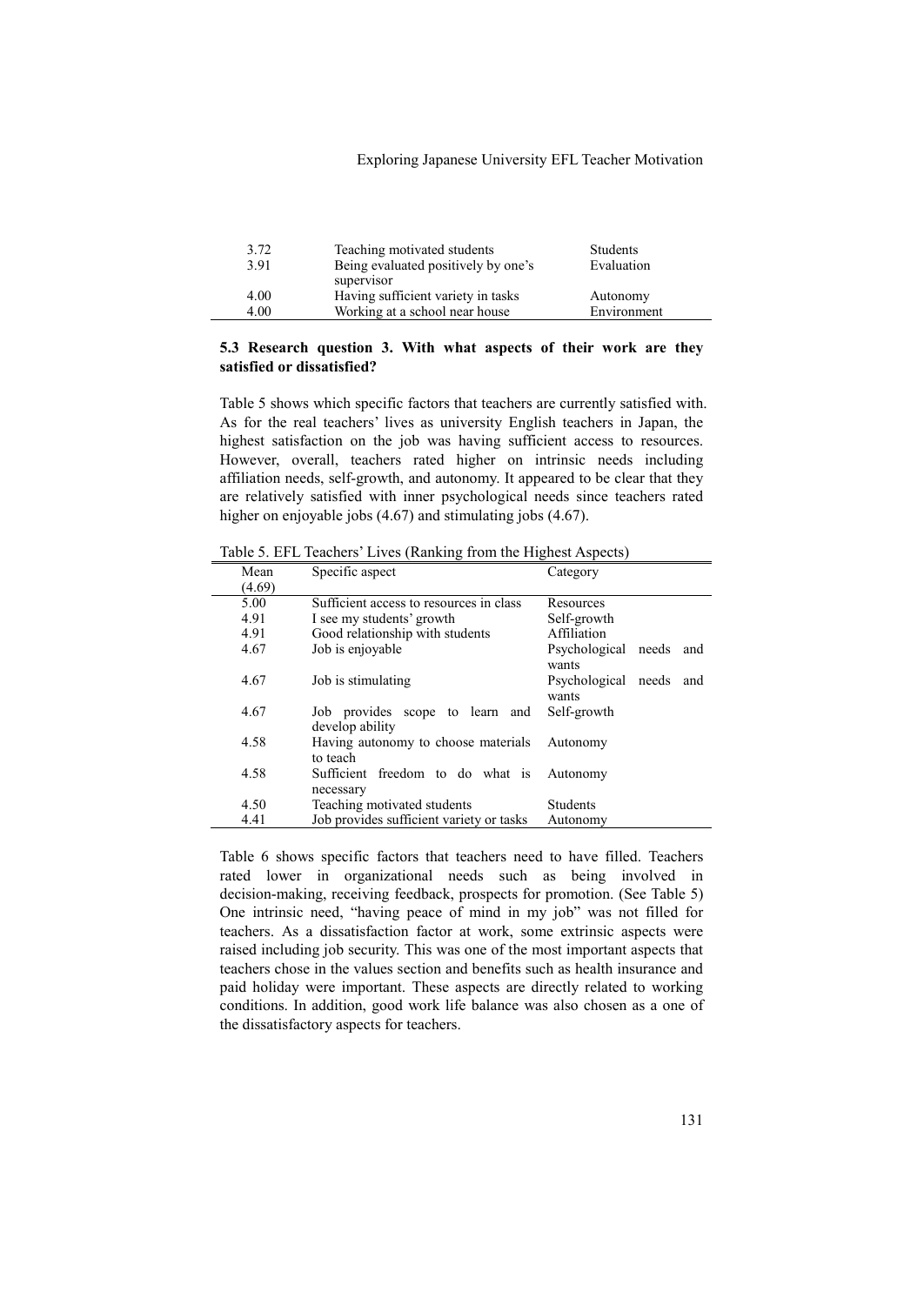| | | |
|---|---|---|
| 3.72 | Teaching motivated students | Students |
| 3.91 | Being evaluated positively by one's supervisor | Evaluation |
| 4.00 | Having sufficient variety in tasks | Autonomy |
| 4.00 | Working at a school near house | Environment |

### 5.3 Research question 3. With what aspects of their work are they satisfied or dissatisfied?

Table 5 shows which specific factors that teachers are currently satisfied with. As for the real teachers' lives as university English teachers in Japan, the highest satisfaction on the job was having sufficient access to resources. However, overall, teachers rated higher on intrinsic needs including affiliation needs, self-growth, and autonomy. It appeared to be clear that they are relatively satisfied with inner psychological needs since teachers rated higher on enjoyable jobs (4.67) and stimulating jobs (4.67).

Table 5. EFL Teachers' Lives (Ranking from the Highest Aspects)

| Mean (4.69) | Specific aspect | Category |
|---|---|---|
| 5.00 | Sufficient access to resources in class | Resources |
| 4.91 | I see my students' growth | Self-growth |
| 4.91 | Good relationship with students | Affiliation |
| 4.67 | Job is enjoyable | Psychological needs and wants |
| 4.67 | Job is stimulating | Psychological needs and wants |
| 4.67 | Job provides scope to learn and develop ability | Self-growth |
| 4.58 | Having autonomy to choose materials to teach | Autonomy |
| 4.58 | Sufficient freedom to do what is necessary | Autonomy |
| 4.50 | Teaching motivated students | Students |
| 4.41 | Job provides sufficient variety or tasks | Autonomy |

Table 6 shows specific factors that teachers need to have filled. Teachers rated lower in organizational needs such as being involved in decision-making, receiving feedback, prospects for promotion. (See Table 5) One intrinsic need, "having peace of mind in my job" was not filled for teachers. As a dissatisfaction factor at work, some extrinsic aspects were raised including job security. This was one of the most important aspects that teachers chose in the values section and benefits such as health insurance and paid holiday were important. These aspects are directly related to working conditions. In addition, good work life balance was also chosen as a one of the dissatisfactory aspects for teachers.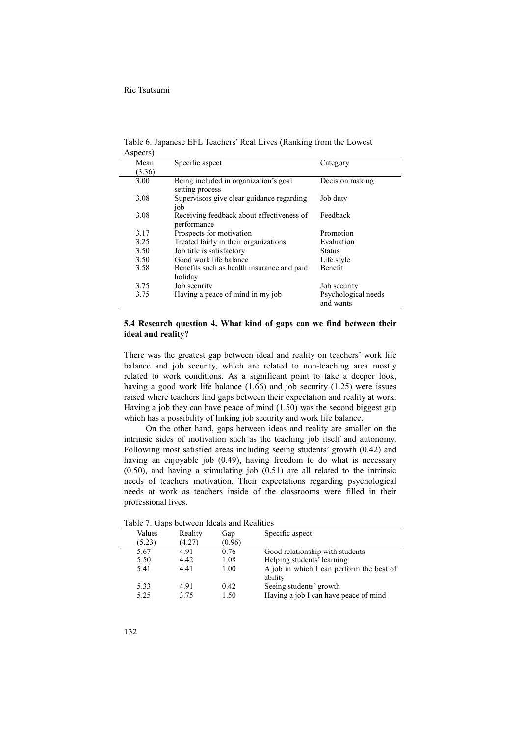Table 6. Japanese EFL Teachers' Real Lives (Ranking from the Lowest Aspects)

| Mean (3.36) | Specific aspect | Category |
|---|---|---|
| 3.00 | Being included in organization's goal setting process | Decision making |
| 3.08 | Supervisors give clear guidance regarding job | Job duty |
| 3.08 | Receiving feedback about effectiveness of performance | Feedback |
| 3.17 | Prospects for motivation | Promotion |
| 3.25 | Treated fairly in their organizations | Evaluation |
| 3.50 | Job title is satisfactory | Status |
| 3.50 | Good work life balance | Life style |
| 3.58 | Benefits such as health insurance and paid holiday | Benefit |
| 3.75 | Job security | Job security |
| 3.75 | Having a peace of mind in my job | Psychological needs and wants |

### 5.4 Research question 4. What kind of gaps can we find between their ideal and reality?

There was the greatest gap between ideal and reality on teachers' work life balance and job security, which are related to non-teaching area mostly related to work conditions. As a significant point to take a deeper look, having a good work life balance (1.66) and job security (1.25) were issues raised where teachers find gaps between their expectation and reality at work. Having a job they can have peace of mind (1.50) was the second biggest gap which has a possibility of linking job security and work life balance.

On the other hand, gaps between ideas and reality are smaller on the intrinsic sides of motivation such as the teaching job itself and autonomy. Following most satisfied areas including seeing students' growth (0.42) and having an enjoyable job (0.49), having freedom to do what is necessary (0.50), and having a stimulating job (0.51) are all related to the intrinsic needs of teachers motivation. Their expectations regarding psychological needs at work as teachers inside of the classrooms were filled in their professional lives.

Table 7. Gaps between Ideals and Realities

| Values (5.23) | Reality (4.27) | Gap (0.96) | Specific aspect |
|---|---|---|---|
| 5.67 | 4.91 | 0.76 | Good relationship with students |
| 5.50 | 4.42 | 1.08 | Helping students' learning |
| 5.41 | 4.41 | 1.00 | A job in which I can perform the best of ability |
| 5.33 | 4.91 | 0.42 | Seeing students' growth |
| 5.25 | 3.75 | 1.50 | Having a job I can have peace of mind |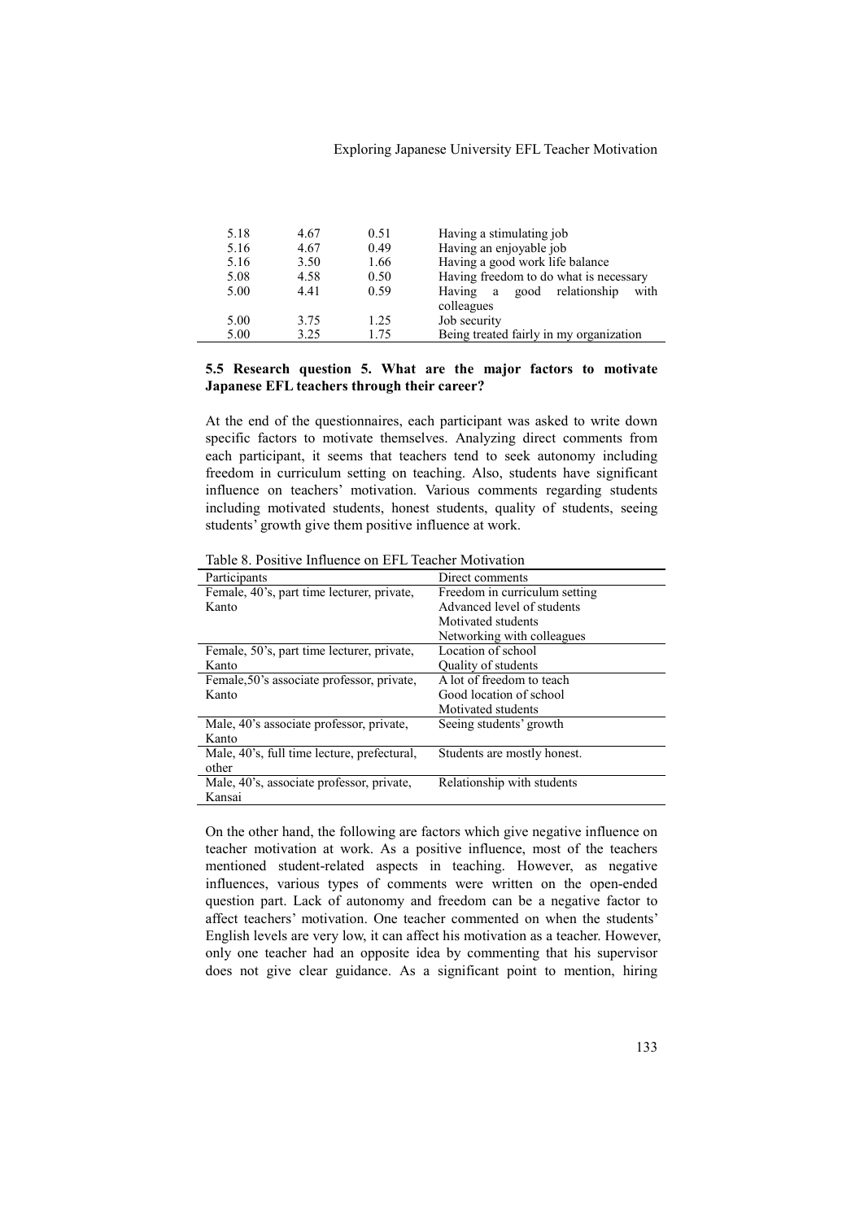| | | | |
|---|---|---|---|
| 5.18 | 4.67 | 0.51 | Having a stimulating job |
| 5.16 | 4.67 | 0.49 | Having an enjoyable job |
| 5.16 | 3.50 | 1.66 | Having a good work life balance |
| 5.08 | 4.58 | 0.50 | Having freedom to do what is necessary |
| 5.00 | 4.41 | 0.59 | Having a good relationship with colleagues |
| 5.00 | 3.75 | 1.25 | Job security |
| 5.00 | 3.25 | 1.75 | Being treated fairly in my organization |

### 5.5 Research question 5. What are the major factors to motivate Japanese EFL teachers through their career?

At the end of the questionnaires, each participant was asked to write down specific factors to motivate themselves. Analyzing direct comments from each participant, it seems that teachers tend to seek autonomy including freedom in curriculum setting on teaching. Also, students have significant influence on teachers' motivation. Various comments regarding students including motivated students, honest students, quality of students, seeing students' growth give them positive influence at work.

Table 8. Positive Influence on EFL Teacher Motivation

| Participants | Direct comments |
|---|---|
| Female, 40's, part time lecturer, private, Kanto | Freedom in curriculum setting<br>Advanced level of students<br>Motivated students<br>Networking with colleagues |
| Female, 50's, part time lecturer, private, Kanto | Location of school<br>Quality of students |
| Female,50's associate professor, private, Kanto | A lot of freedom to teach<br>Good location of school<br>Motivated students |
| Male, 40's associate professor, private, Kanto | Seeing students' growth |
| Male, 40's, full time lecture, prefectural, other | Students are mostly honest. |
| Male, 40's, associate professor, private, Kansai | Relationship with students |

On the other hand, the following are factors which give negative influence on teacher motivation at work. As a positive influence, most of the teachers mentioned student-related aspects in teaching. However, as negative influences, various types of comments were written on the open-ended question part. Lack of autonomy and freedom can be a negative factor to affect teachers' motivation. One teacher commented on when the students' English levels are very low, it can affect his motivation as a teacher. However, only one teacher had an opposite idea by commenting that his supervisor does not give clear guidance. As a significant point to mention, hiring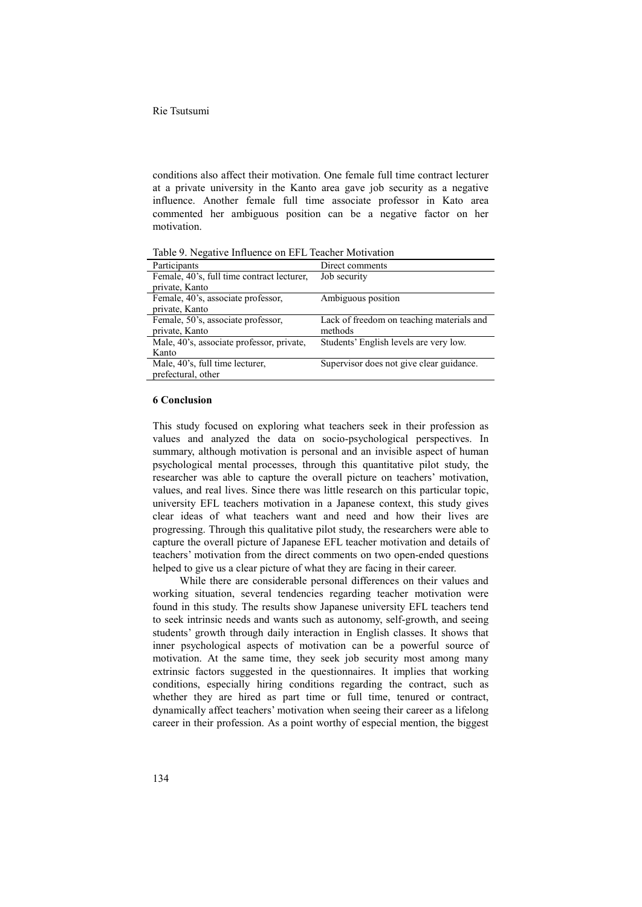conditions also affect their motivation. One female full time contract lecturer at a private university in the Kanto area gave job security as a negative influence. Another female full time associate professor in Kato area commented her ambiguous position can be a negative factor on her motivation.

Table 9. Negative Influence on EFL Teacher Motivation

| Participants | Direct comments |
|---|---|
| Female, 40's, full time contract lecturer, private, Kanto | Job security |
| Female, 40's, associate professor, private, Kanto | Ambiguous position |
| Female, 50's, associate professor, private, Kanto | Lack of freedom on teaching materials and methods |
| Male, 40's, associate professor, private, Kanto | Students' English levels are very low. |
| Male, 40's, full time lecturer, prefectural, other | Supervisor does not give clear guidance. |

### 6 Conclusion

This study focused on exploring what teachers seek in their profession as values and analyzed the data on socio-psychological perspectives. In summary, although motivation is personal and an invisible aspect of human psychological mental processes, through this quantitative pilot study, the researcher was able to capture the overall picture on teachers' motivation, values, and real lives. Since there was little research on this particular topic, university EFL teachers motivation in a Japanese context, this study gives clear ideas of what teachers want and need and how their lives are progressing. Through this qualitative pilot study, the researchers were able to capture the overall picture of Japanese EFL teacher motivation and details of teachers' motivation from the direct comments on two open-ended questions helped to give us a clear picture of what they are facing in their career.

While there are considerable personal differences on their values and working situation, several tendencies regarding teacher motivation were found in this study. The results show Japanese university EFL teachers tend to seek intrinsic needs and wants such as autonomy, self-growth, and seeing students' growth through daily interaction in English classes. It shows that inner psychological aspects of motivation can be a powerful source of motivation. At the same time, they seek job security most among many extrinsic factors suggested in the questionnaires. It implies that working conditions, especially hiring conditions regarding the contract, such as whether they are hired as part time or full time, tenured or contract, dynamically affect teachers' motivation when seeing their career as a lifelong career in their profession. As a point worthy of especial mention, the biggest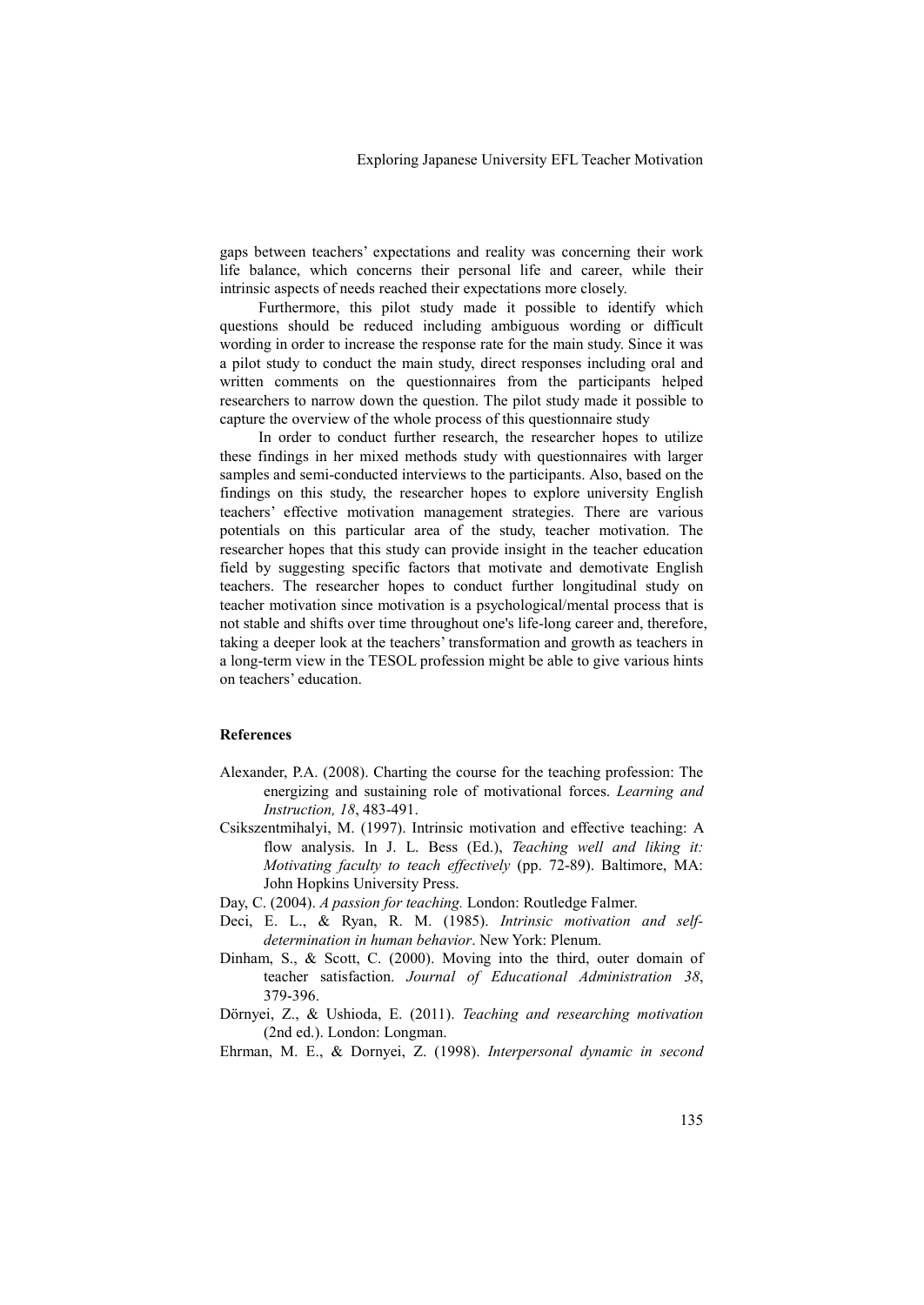gaps between teachers' expectations and reality was concerning their work life balance, which concerns their personal life and career, while their intrinsic aspects of needs reached their expectations more closely.

Furthermore, this pilot study made it possible to identify which questions should be reduced including ambiguous wording or difficult wording in order to increase the response rate for the main study. Since it was a pilot study to conduct the main study, direct responses including oral and written comments on the questionnaires from the participants helped researchers to narrow down the question. The pilot study made it possible to capture the overview of the whole process of this questionnaire study

In order to conduct further research, the researcher hopes to utilize these findings in her mixed methods study with questionnaires with larger samples and semi-conducted interviews to the participants. Also, based on the findings on this study, the researcher hopes to explore university English teachers' effective motivation management strategies. There are various potentials on this particular area of the study, teacher motivation. The researcher hopes that this study can provide insight in the teacher education field by suggesting specific factors that motivate and demotivate English teachers. The researcher hopes to conduct further longitudinal study on teacher motivation since motivation is a psychological/mental process that is not stable and shifts over time throughout one's life-long career and, therefore, taking a deeper look at the teachers' transformation and growth as teachers in a long-term view in the TESOL profession might be able to give various hints on teachers' education.

**References**

Alexander, P.A. (2008). Charting the course for the teaching profession: The energizing and sustaining role of motivational forces. *Learning and Instruction, 18*, 483-491.

Csikszentmihalyi, M. (1997). Intrinsic motivation and effective teaching: A flow analysis. In J. L. Bess (Ed.), *Teaching well and liking it: Motivating faculty to teach effectively* (pp. 72-89). Baltimore, MA: John Hopkins University Press.

Day, C. (2004). *A passion for teaching.* London: Routledge Falmer.

Deci, E. L., & Ryan, R. M. (1985). *Intrinsic motivation and self-determination in human behavior*. New York: Plenum.

Dinham, S., & Scott, C. (2000). Moving into the third, outer domain of teacher satisfaction. *Journal of Educational Administration 38*, 379-396.

Dörnyei, Z., & Ushioda, E. (2011). *Teaching and researching motivation* (2nd ed.). London: Longman.

Ehrman, M. E., & Dornyei, Z. (1998). *Interpersonal dynamic in second*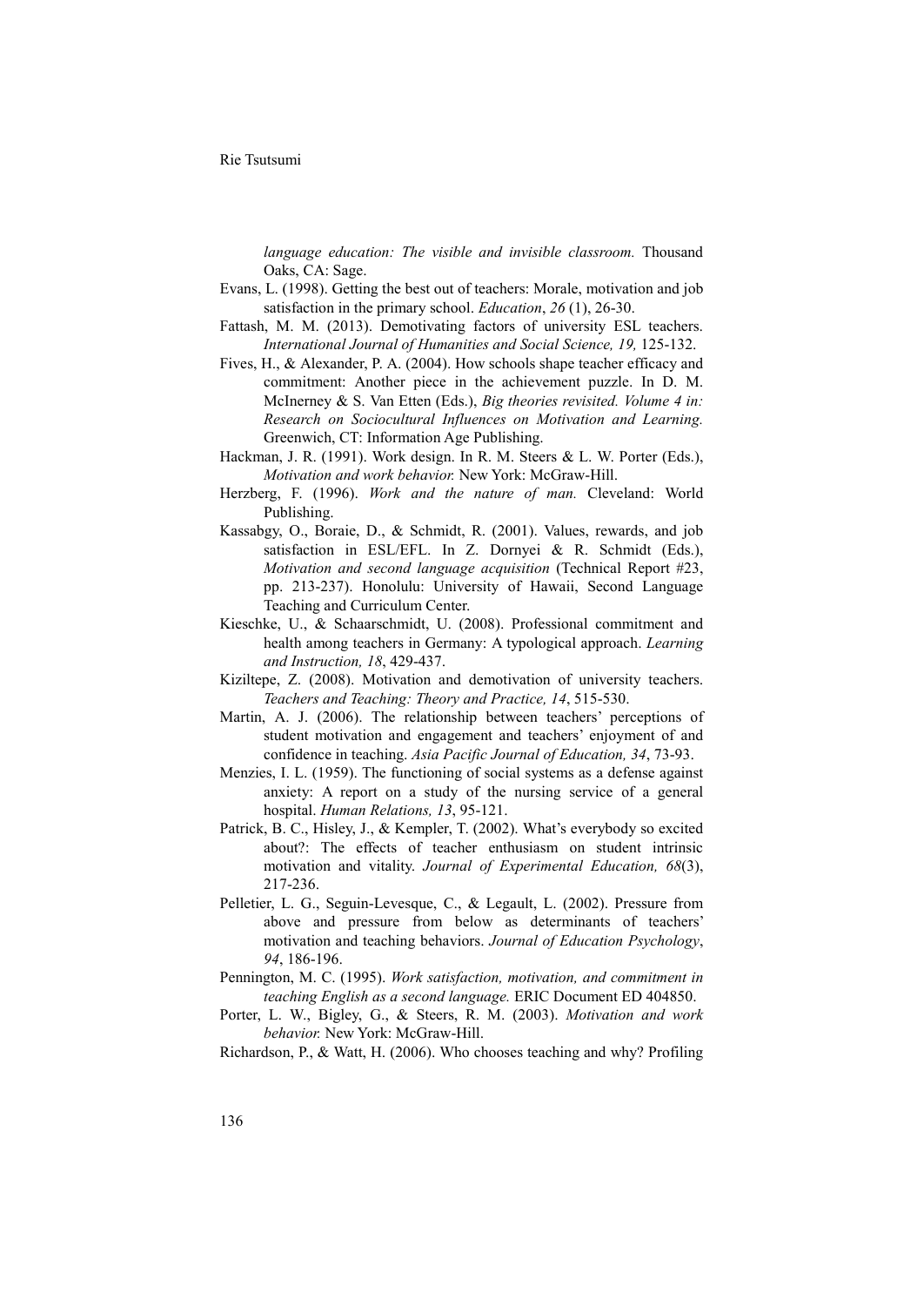*language education: The visible and invisible classroom.* Thousand Oaks, CA: Sage.

Evans, L. (1998). Getting the best out of teachers: Morale, motivation and job satisfaction in the primary school. *Education*, *26* (1), 26-30.

Fattash, M. M. (2013). Demotivating factors of university ESL teachers. *International Journal of Humanities and Social Science, 19,* 125-132.

Fives, H., & Alexander, P. A. (2004). How schools shape teacher efficacy and commitment: Another piece in the achievement puzzle. In D. M. McInerney & S. Van Etten (Eds.), *Big theories revisited. Volume 4 in: Research on Sociocultural Influences on Motivation and Learning.* Greenwich, CT: Information Age Publishing.

Hackman, J. R. (1991). Work design. In R. M. Steers & L. W. Porter (Eds.), *Motivation and work behavior.* New York: McGraw-Hill.

Herzberg, F. (1996). *Work and the nature of man.* Cleveland: World Publishing.

Kassabgy, O., Boraie, D., & Schmidt, R. (2001). Values, rewards, and job satisfaction in ESL/EFL. In Z. Dornyei & R. Schmidt (Eds.), *Motivation and second language acquisition* (Technical Report #23, pp. 213-237). Honolulu: University of Hawaii, Second Language Teaching and Curriculum Center.

Kieschke, U., & Schaarschmidt, U. (2008). Professional commitment and health among teachers in Germany: A typological approach. *Learning and Instruction, 18*, 429-437.

Kiziltepe, Z. (2008). Motivation and demotivation of university teachers. *Teachers and Teaching: Theory and Practice, 14*, 515-530.

Martin, A. J. (2006). The relationship between teachers' perceptions of student motivation and engagement and teachers' enjoyment of and confidence in teaching. *Asia Pacific Journal of Education, 34*, 73-93.

Menzies, I. L. (1959). The functioning of social systems as a defense against anxiety: A report on a study of the nursing service of a general hospital. *Human Relations, 13*, 95-121.

Patrick, B. C., Hisley, J., & Kempler, T. (2002). What's everybody so excited about?: The effects of teacher enthusiasm on student intrinsic motivation and vitality. *Journal of Experimental Education, 68*(3), 217-236.

Pelletier, L. G., Seguin-Levesque, C., & Legault, L. (2002). Pressure from above and pressure from below as determinants of teachers' motivation and teaching behaviors. *Journal of Education Psychology*, *94*, 186-196.

Pennington, M. C. (1995). *Work satisfaction, motivation, and commitment in teaching English as a second language.* ERIC Document ED 404850.

Porter, L. W., Bigley, G., & Steers, R. M. (2003). *Motivation and work behavior.* New York: McGraw-Hill.

Richardson, P., & Watt, H. (2006). Who chooses teaching and why? Profiling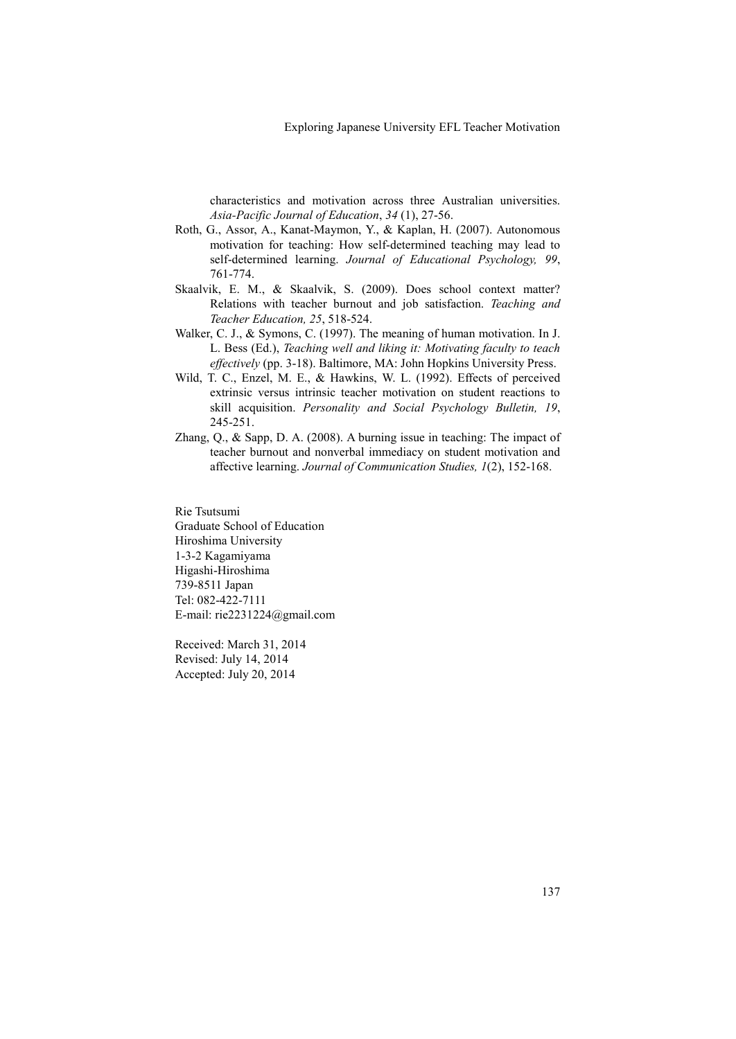characteristics and motivation across three Australian universities. *Asia-Pacific Journal of Education*, *34* (1), 27-56.

Roth, G., Assor, A., Kanat-Maymon, Y., & Kaplan, H. (2007). Autonomous motivation for teaching: How self-determined teaching may lead to self-determined learning. *Journal of Educational Psychology, 99*, 761-774.

Skaalvik, E. M., & Skaalvik, S. (2009). Does school context matter? Relations with teacher burnout and job satisfaction. *Teaching and Teacher Education, 25*, 518-524.

Walker, C. J., & Symons, C. (1997). The meaning of human motivation. In J. L. Bess (Ed.), *Teaching well and liking it: Motivating faculty to teach effectively* (pp. 3-18). Baltimore, MA: John Hopkins University Press.

Wild, T. C., Enzel, M. E., & Hawkins, W. L. (1992). Effects of perceived extrinsic versus intrinsic teacher motivation on student reactions to skill acquisition. *Personality and Social Psychology Bulletin, 19*, 245-251.

Zhang, Q., & Sapp, D. A. (2008). A burning issue in teaching: The impact of teacher burnout and nonverbal immediacy on student motivation and affective learning. *Journal of Communication Studies, 1*(2), 152-168.

Rie Tsutsumi
Graduate School of Education
Hiroshima University
1-3-2 Kagamiyama
Higashi-Hiroshima
739-8511 Japan
Tel: 082-422-7111
E-mail: rie2231224@gmail.com

Received: March 31, 2014
Revised: July 14, 2014
Accepted: July 20, 2014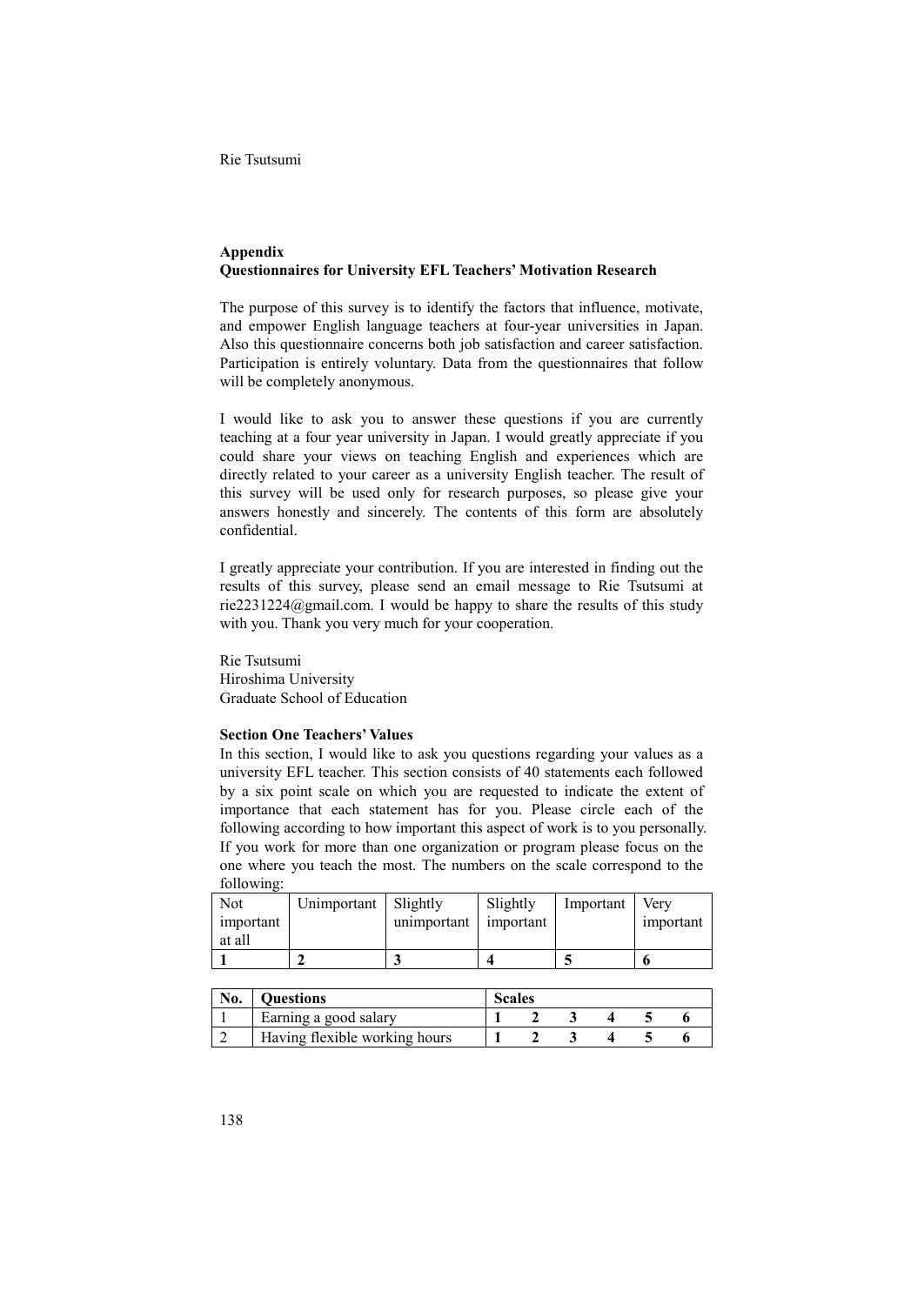## Appendix

### Questionnaires for University EFL Teachers' Motivation Research

The purpose of this survey is to identify the factors that influence, motivate, and empower English language teachers at four-year universities in Japan. Also this questionnaire concerns both job satisfaction and career satisfaction. Participation is entirely voluntary. Data from the questionnaires that follow will be completely anonymous.

I would like to ask you to answer these questions if you are currently teaching at a four year university in Japan. I would greatly appreciate if you could share your views on teaching English and experiences which are directly related to your career as a university English teacher. The result of this survey will be used only for research purposes, so please give your answers honestly and sincerely. The contents of this form are absolutely confidential.

I greatly appreciate your contribution. If you are interested in finding out the results of this survey, please send an email message to Rie Tsutsumi at rie2231224@gmail.com. I would be happy to share the results of this study with you. Thank you very much for your cooperation.

Rie Tsutsumi
Hiroshima University
Graduate School of Education

**Section One Teachers' Values**

In this section, I would like to ask you questions regarding your values as a university EFL teacher. This section consists of 40 statements each followed by a six point scale on which you are requested to indicate the extent of importance that each statement has for you. Please circle each of the following according to how important this aspect of work is to you personally. If you work for more than one organization or program please focus on the one where you teach the most. The numbers on the scale correspond to the following:

| Not important at all | Unimportant | Slightly unimportant | Slightly important | Important | Very important |
|---|---|---|---|---|---|
| **1** | **2** | **3** | **4** | **5** | **6** |

| No. | Questions | Scales | | | | | |
|---|---|---|---|---|---|---|---|
| 1 | Earning a good salary | **1** | **2** | **3** | **4** | **5** | **6** |
| 2 | Having flexible working hours | **1** | **2** | **3** | **4** | **5** | **6** |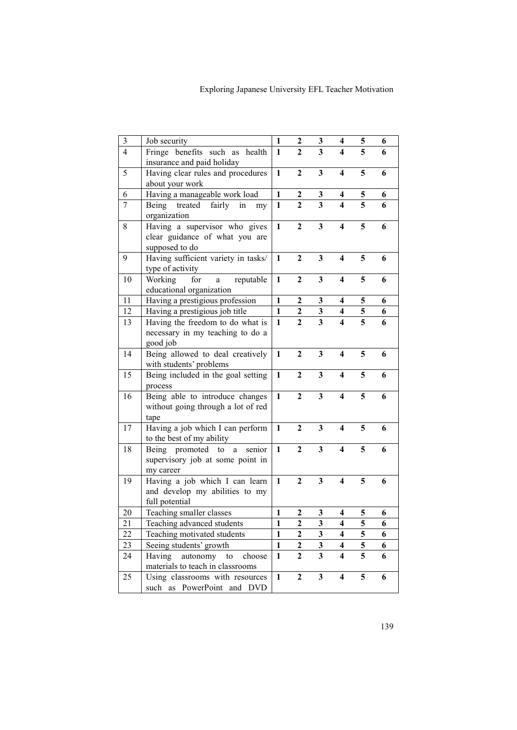| 3 | Job security | 1 | 2 | 3 | 4 | 5 | 6 |
|---|---|---|---|---|---|---|---|
| 4 | Fringe benefits such as health insurance and paid holiday | 1 | 2 | 3 | 4 | 5 | 6 |
| 5 | Having clear rules and procedures about your work | 1 | 2 | 3 | 4 | 5 | 6 |
| 6 | Having a manageable work load | 1 | 2 | 3 | 4 | 5 | 6 |
| 7 | Being treated fairly in my organization | 1 | 2 | 3 | 4 | 5 | 6 |
| 8 | Having a supervisor who gives clear guidance of what you are supposed to do | 1 | 2 | 3 | 4 | 5 | 6 |
| 9 | Having sufficient variety in tasks/ type of activity | 1 | 2 | 3 | 4 | 5 | 6 |
| 10 | Working for a reputable educational organization | 1 | 2 | 3 | 4 | 5 | 6 |
| 11 | Having a prestigious profession | 1 | 2 | 3 | 4 | 5 | 6 |
| 12 | Having a prestigious job title | 1 | 2 | 3 | 4 | 5 | 6 |
| 13 | Having the freedom to do what is necessary in my teaching to do a good job | 1 | 2 | 3 | 4 | 5 | 6 |
| 14 | Being allowed to deal creatively with students' problems | 1 | 2 | 3 | 4 | 5 | 6 |
| 15 | Being included in the goal setting process | 1 | 2 | 3 | 4 | 5 | 6 |
| 16 | Being able to introduce changes without going through a lot of red tape | 1 | 2 | 3 | 4 | 5 | 6 |
| 17 | Having a job which I can perform to the best of my ability | 1 | 2 | 3 | 4 | 5 | 6 |
| 18 | Being promoted to a senior supervisory job at some point in my career | 1 | 2 | 3 | 4 | 5 | 6 |
| 19 | Having a job which I can learn and develop my abilities to my full potential | 1 | 2 | 3 | 4 | 5 | 6 |
| 20 | Teaching smaller classes | 1 | 2 | 3 | 4 | 5 | 6 |
| 21 | Teaching advanced students | 1 | 2 | 3 | 4 | 5 | 6 |
| 22 | Teaching motivated students | 1 | 2 | 3 | 4 | 5 | 6 |
| 23 | Seeing students' growth | 1 | 2 | 3 | 4 | 5 | 6 |
| 24 | Having autonomy to choose materials to teach in classrooms | 1 | 2 | 3 | 4 | 5 | 6 |
| 25 | Using classrooms with resources such as PowerPoint and DVD | 1 | 2 | 3 | 4 | 5 | 6 |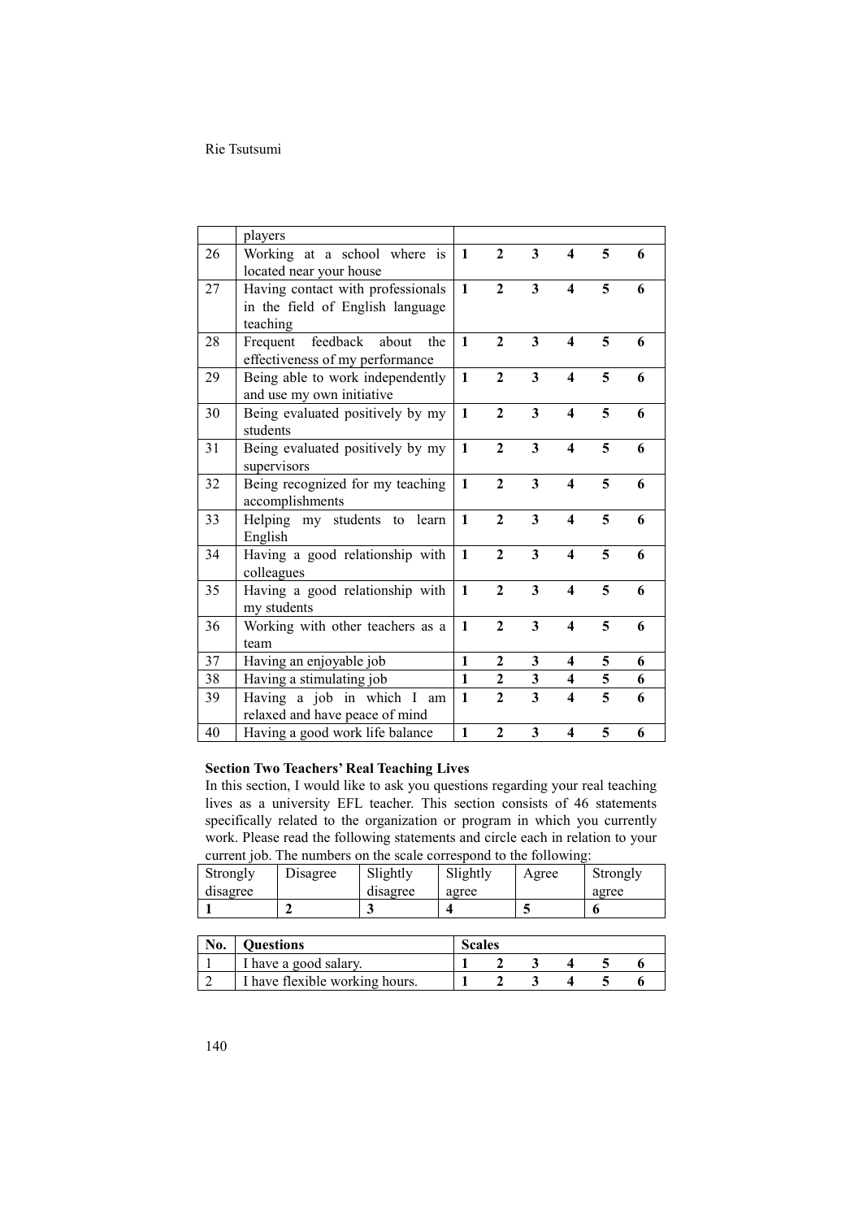|  | players |  |  |  |  |  |  |
|---|---|---|---|---|---|---|---|
| 26 | Working at a school where is located near your house | **1** | **2** | **3** | **4** | **5** | **6** |
| 27 | Having contact with professionals in the field of English language teaching | **1** | **2** | **3** | **4** | **5** | **6** |
| 28 | Frequent feedback about the effectiveness of my performance | **1** | **2** | **3** | **4** | **5** | **6** |
| 29 | Being able to work independently and use my own initiative | **1** | **2** | **3** | **4** | **5** | **6** |
| 30 | Being evaluated positively by my students | **1** | **2** | **3** | **4** | **5** | **6** |
| 31 | Being evaluated positively by my supervisors | **1** | **2** | **3** | **4** | **5** | **6** |
| 32 | Being recognized for my teaching accomplishments | **1** | **2** | **3** | **4** | **5** | **6** |
| 33 | Helping my students to learn English | **1** | **2** | **3** | **4** | **5** | **6** |
| 34 | Having a good relationship with colleagues | **1** | **2** | **3** | **4** | **5** | **6** |
| 35 | Having a good relationship with my students | **1** | **2** | **3** | **4** | **5** | **6** |
| 36 | Working with other teachers as a team | **1** | **2** | **3** | **4** | **5** | **6** |
| 37 | Having an enjoyable job | **1** | **2** | **3** | **4** | **5** | **6** |
| 38 | Having a stimulating job | **1** | **2** | **3** | **4** | **5** | **6** |
| 39 | Having a job in which I am relaxed and have peace of mind | **1** | **2** | **3** | **4** | **5** | **6** |
| 40 | Having a good work life balance | **1** | **2** | **3** | **4** | **5** | **6** |

**Section Two Teachers' Real Teaching Lives**

In this section, I would like to ask you questions regarding your real teaching lives as a university EFL teacher. This section consists of 46 statements specifically related to the organization or program in which you currently work. Please read the following statements and circle each in relation to your current job. The numbers on the scale correspond to the following:

| Strongly disagree | Disagree | Slightly disagree | Slightly agree | Agree | Strongly agree |
|---|---|---|---|---|---|
| **1** | **2** | **3** | **4** | **5** | **6** |

| **No.** | **Questions** | **Scales** |  |  |  |  |  |
|---|---|---|---|---|---|---|---|
| 1 | I have a good salary. | **1** | **2** | **3** | **4** | **5** | **6** |
| 2 | I have flexible working hours. | **1** | **2** | **3** | **4** | **5** | **6** |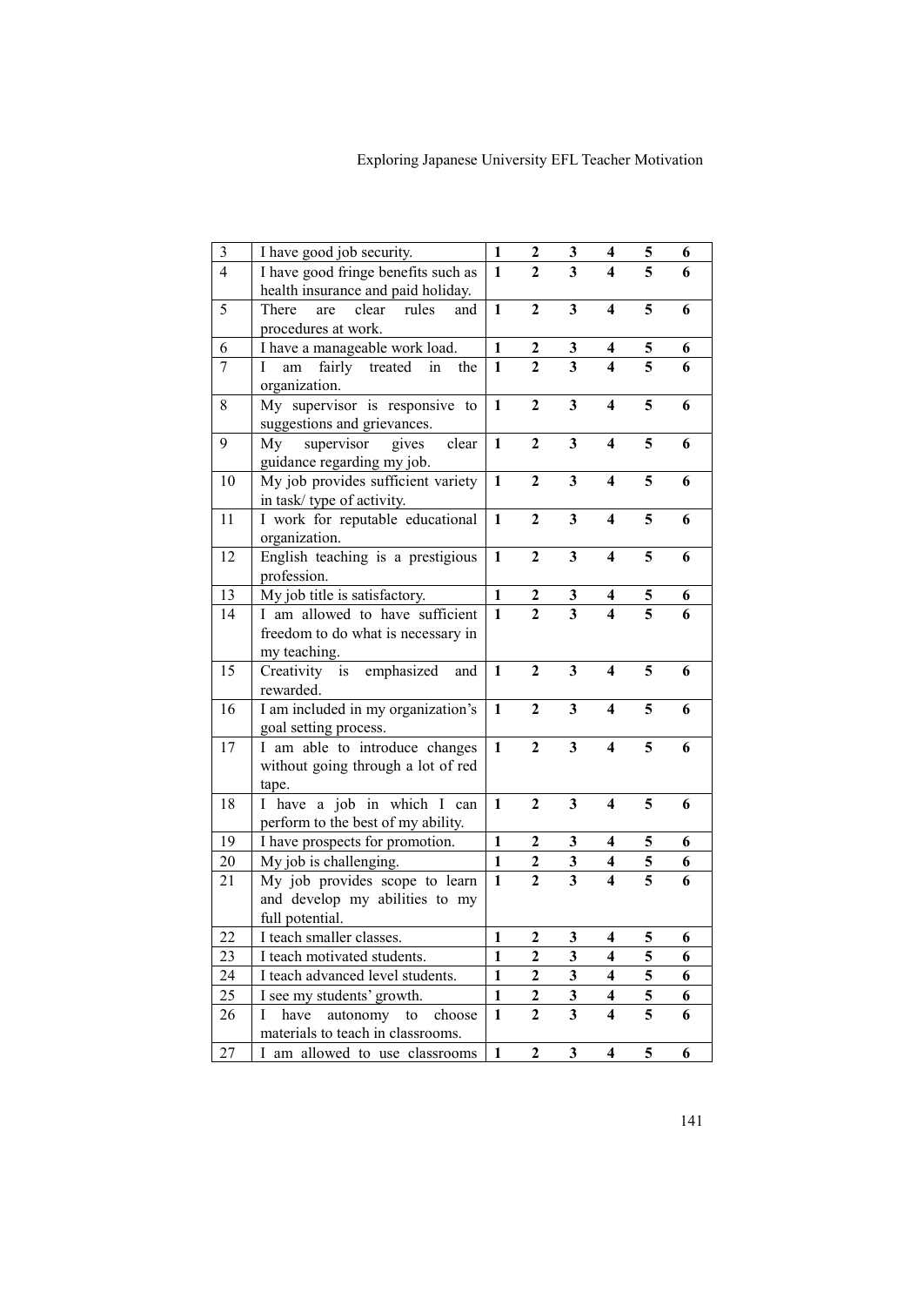| 3 | I have good job security. | **1** | **2** | **3** | **4** | **5** | **6** |
|---|---|---|---|---|---|---|---|
| 4 | I have good fringe benefits such as health insurance and paid holiday. | **1** | **2** | **3** | **4** | **5** | **6** |
| 5 | There are clear rules and procedures at work. | **1** | **2** | **3** | **4** | **5** | **6** |
| 6 | I have a manageable work load. | **1** | **2** | **3** | **4** | **5** | **6** |
| 7 | I am fairly treated in the organization. | **1** | **2** | **3** | **4** | **5** | **6** |
| 8 | My supervisor is responsive to suggestions and grievances. | **1** | **2** | **3** | **4** | **5** | **6** |
| 9 | My supervisor gives clear guidance regarding my job. | **1** | **2** | **3** | **4** | **5** | **6** |
| 10 | My job provides sufficient variety in task/ type of activity. | **1** | **2** | **3** | **4** | **5** | **6** |
| 11 | I work for reputable educational organization. | **1** | **2** | **3** | **4** | **5** | **6** |
| 12 | English teaching is a prestigious profession. | **1** | **2** | **3** | **4** | **5** | **6** |
| 13 | My job title is satisfactory. | **1** | **2** | **3** | **4** | **5** | **6** |
| 14 | I am allowed to have sufficient freedom to do what is necessary in my teaching. | **1** | **2** | **3** | **4** | **5** | **6** |
| 15 | Creativity is emphasized and rewarded. | **1** | **2** | **3** | **4** | **5** | **6** |
| 16 | I am included in my organization's goal setting process. | **1** | **2** | **3** | **4** | **5** | **6** |
| 17 | I am able to introduce changes without going through a lot of red tape. | **1** | **2** | **3** | **4** | **5** | **6** |
| 18 | I have a job in which I can perform to the best of my ability. | **1** | **2** | **3** | **4** | **5** | **6** |
| 19 | I have prospects for promotion. | **1** | **2** | **3** | **4** | **5** | **6** |
| 20 | My job is challenging. | **1** | **2** | **3** | **4** | **5** | **6** |
| 21 | My job provides scope to learn and develop my abilities to my full potential. | **1** | **2** | **3** | **4** | **5** | **6** |
| 22 | I teach smaller classes. | **1** | **2** | **3** | **4** | **5** | **6** |
| 23 | I teach motivated students. | **1** | **2** | **3** | **4** | **5** | **6** |
| 24 | I teach advanced level students. | **1** | **2** | **3** | **4** | **5** | **6** |
| 25 | I see my students' growth. | **1** | **2** | **3** | **4** | **5** | **6** |
| 26 | I have autonomy to choose materials to teach in classrooms. | **1** | **2** | **3** | **4** | **5** | **6** |
| 27 | I am allowed to use classrooms | **1** | **2** | **3** | **4** | **5** | **6** |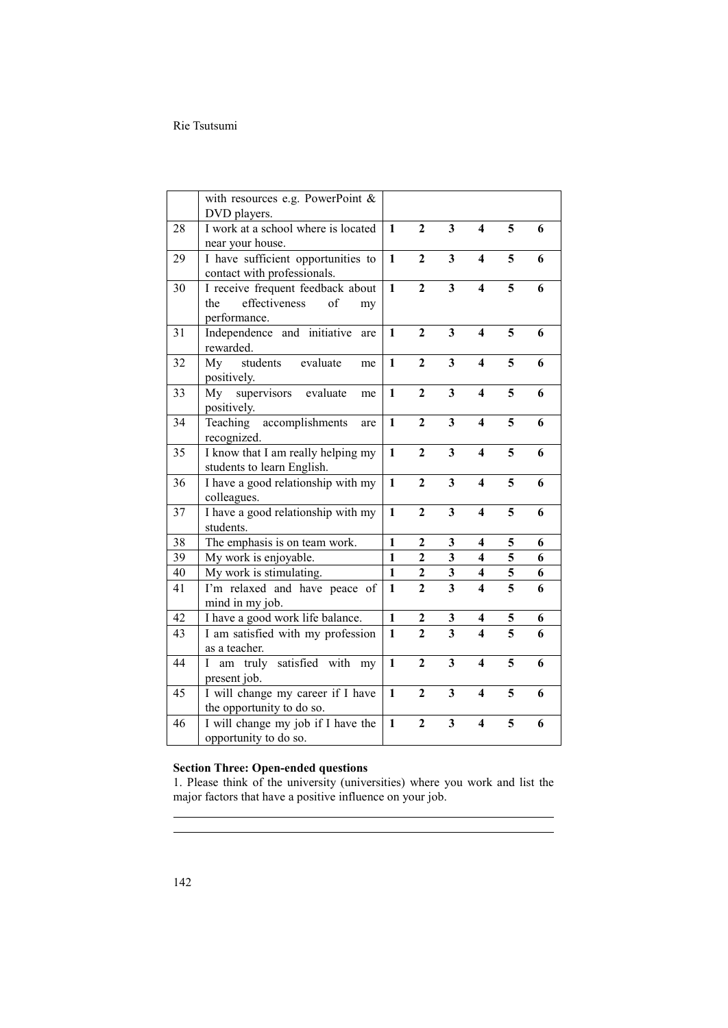|  |  |  |  |  |  |  |  |
|---|---|---|---|---|---|---|---|
|  | with resources e.g. PowerPoint & DVD players. |  |  |  |  |  |  |
| 28 | I work at a school where is located near your house. | **1** | **2** | **3** | **4** | **5** | **6** |
| 29 | I have sufficient opportunities to contact with professionals. | **1** | **2** | **3** | **4** | **5** | **6** |
| 30 | I receive frequent feedback about the effectiveness of my performance. | **1** | **2** | **3** | **4** | **5** | **6** |
| 31 | Independence and initiative are rewarded. | **1** | **2** | **3** | **4** | **5** | **6** |
| 32 | My students evaluate me positively. | **1** | **2** | **3** | **4** | **5** | **6** |
| 33 | My supervisors evaluate me positively. | **1** | **2** | **3** | **4** | **5** | **6** |
| 34 | Teaching accomplishments are recognized. | **1** | **2** | **3** | **4** | **5** | **6** |
| 35 | I know that I am really helping my students to learn English. | **1** | **2** | **3** | **4** | **5** | **6** |
| 36 | I have a good relationship with my colleagues. | **1** | **2** | **3** | **4** | **5** | **6** |
| 37 | I have a good relationship with my students. | **1** | **2** | **3** | **4** | **5** | **6** |
| 38 | The emphasis is on team work. | **1** | **2** | **3** | **4** | **5** | **6** |
| 39 | My work is enjoyable. | **1** | **2** | **3** | **4** | **5** | **6** |
| 40 | My work is stimulating. | **1** | **2** | **3** | **4** | **5** | **6** |
| 41 | I'm relaxed and have peace of mind in my job. | **1** | **2** | **3** | **4** | **5** | **6** |
| 42 | I have a good work life balance. | **1** | **2** | **3** | **4** | **5** | **6** |
| 43 | I am satisfied with my profession as a teacher. | **1** | **2** | **3** | **4** | **5** | **6** |
| 44 | I am truly satisfied with my present job. | **1** | **2** | **3** | **4** | **5** | **6** |
| 45 | I will change my career if I have the opportunity to do so. | **1** | **2** | **3** | **4** | **5** | **6** |
| 46 | I will change my job if I have the opportunity to do so. | **1** | **2** | **3** | **4** | **5** | **6** |

**Section Three: Open-ended questions**

1. Please think of the university (universities) where you work and list the major factors that have a positive influence on your job.

______________________________________________________________________

______________________________________________________________________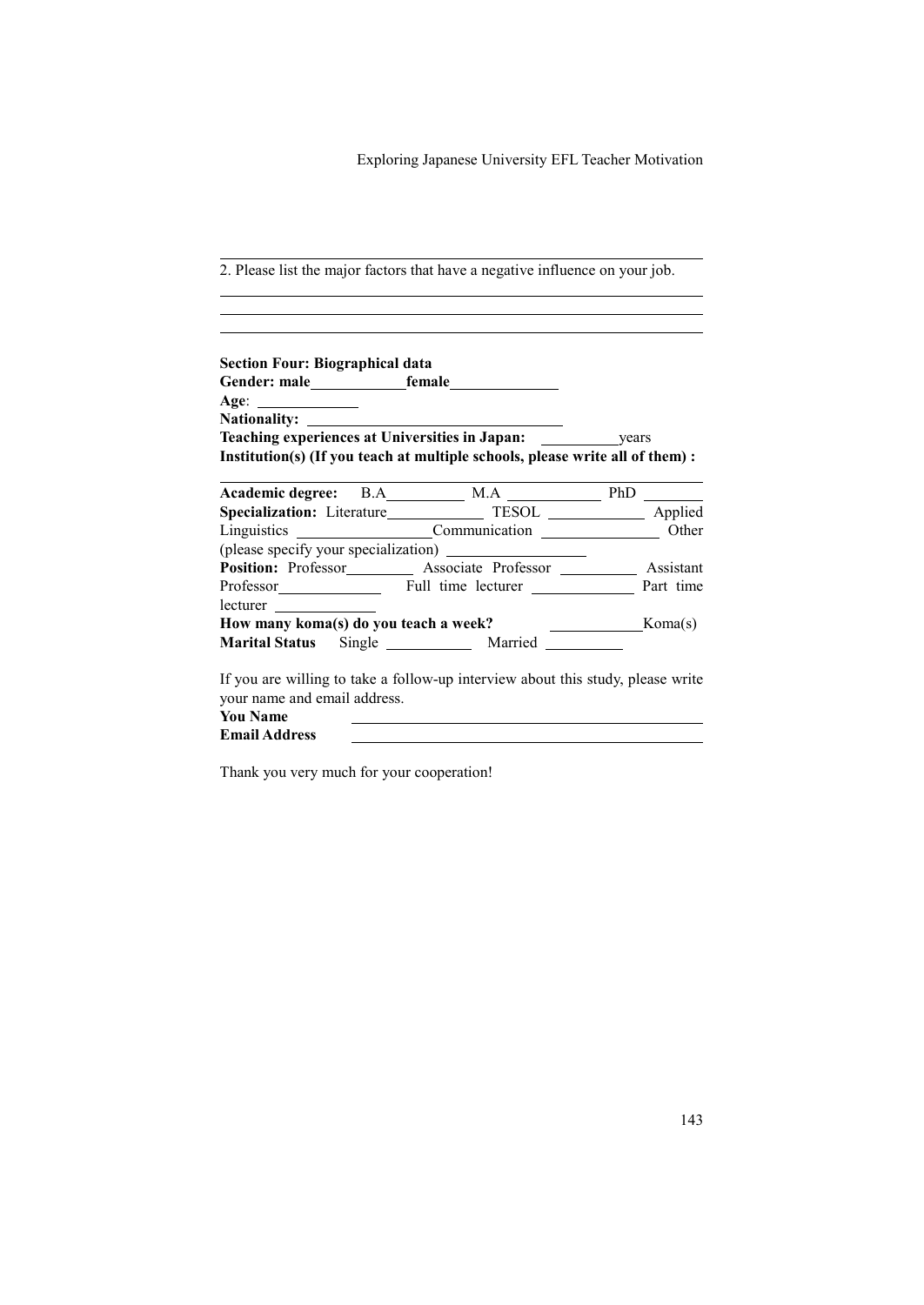2. Please list the major factors that have a negative influence on your job.

\_\_\_\_\_\_\_\_\_\_\_\_\_\_\_\_\_\_\_\_\_\_\_\_\_\_\_\_\_\_\_\_\_\_\_\_\_\_\_\_\_\_\_\_\_\_\_\_\_\_\_\_\_\_\_\_

\_\_\_\_\_\_\_\_\_\_\_\_\_\_\_\_\_\_\_\_\_\_\_\_\_\_\_\_\_\_\_\_\_\_\_\_\_\_\_\_\_\_\_\_\_\_\_\_\_\_\_\_\_\_\_\_

\_\_\_\_\_\_\_\_\_\_\_\_\_\_\_\_\_\_\_\_\_\_\_\_\_\_\_\_\_\_\_\_\_\_\_\_\_\_\_\_\_\_\_\_\_\_\_\_\_\_\_\_\_\_\_\_

**Section Four: Biographical data**

**Gender: male** \_\_\_\_\_\_\_\_\_\_ **female** \_\_\_\_\_\_\_\_\_\_

**Age**: \_\_\_\_\_\_\_\_\_\_

**Nationality:** \_\_\_\_\_\_\_\_\_\_\_\_\_\_\_\_\_\_\_\_\_\_\_\_\_\_\_\_

**Teaching experiences at Universities in Japan:** \_\_\_\_\_\_\_\_\_\_ years

**Institution(s) (If you teach at multiple schools, please write all of them) :**

\_\_\_\_\_\_\_\_\_\_\_\_\_\_\_\_\_\_\_\_\_\_\_\_\_\_\_\_\_\_\_\_\_\_\_\_\_\_\_\_\_\_\_\_\_\_\_\_\_\_\_\_\_\_\_\_

**Academic degree:** B.A \_\_\_\_\_\_\_\_\_\_ M.A \_\_\_\_\_\_\_\_\_\_ PhD \_\_\_\_\_\_\_\_\_\_

**Specialization:** Literature \_\_\_\_\_\_\_\_\_\_ TESOL \_\_\_\_\_\_\_\_\_\_ Applied Linguistics \_\_\_\_\_\_\_\_\_\_ Communication \_\_\_\_\_\_\_\_\_\_ Other (please specify your specialization) \_\_\_\_\_\_\_\_\_\_

**Position:** Professor \_\_\_\_\_\_\_\_\_\_ Associate Professor \_\_\_\_\_\_\_\_\_\_ Assistant Professor \_\_\_\_\_\_\_\_\_\_ Full time lecturer \_\_\_\_\_\_\_\_\_\_ Part time lecturer \_\_\_\_\_\_\_\_\_\_

**How many koma(s) do you teach a week?** \_\_\_\_\_\_\_\_\_\_ Koma(s)

**Marital Status** Single \_\_\_\_\_\_\_\_\_\_ Married \_\_\_\_\_\_\_\_\_\_

If you are willing to take a follow-up interview about this study, please write your name and email address.

**You Name** \_\_\_\_\_\_\_\_\_\_\_\_\_\_\_\_\_\_\_\_\_\_\_\_\_\_\_\_\_\_

**Email Address** \_\_\_\_\_\_\_\_\_\_\_\_\_\_\_\_\_\_\_\_\_\_\_\_\_\_\_\_\_\_

Thank you very much for your cooperation!